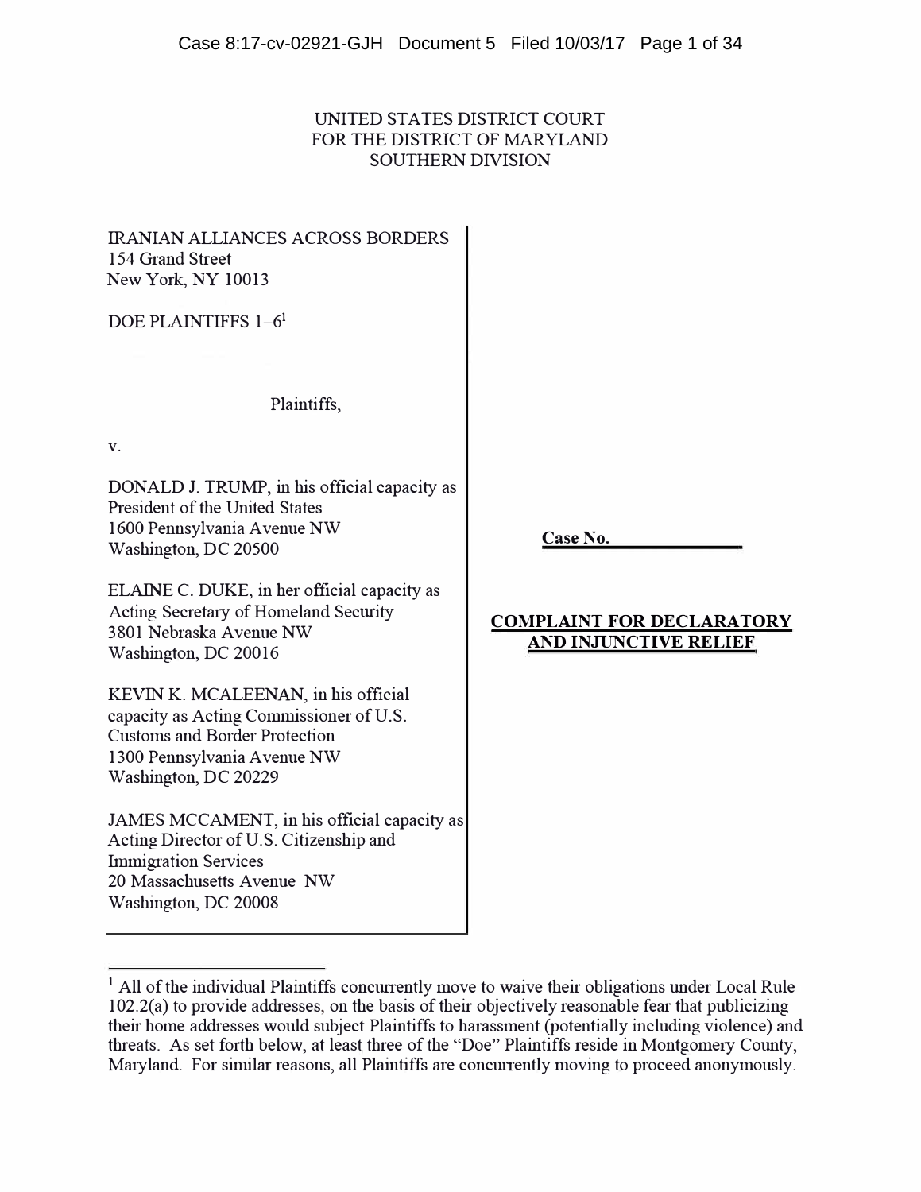UNITED STATES DISTRICT COURT
FOR THE DISTRICT OF MARYLAND
SOUTHERN DIVISION

IRANIAN ALLIANCES ACROSS BORDERS
154 Grand Street
New York, NY 10013

DOE PLAINTIFFS 1–6[1]

Plaintiffs,

v.

DONALD J. TRUMP, in his official capacity as President of the United States
1600 Pennsylvania Avenue NW
Washington, DC 20500

ELAINE C. DUKE, in her official capacity as Acting Secretary of Homeland Security
3801 Nebraska Avenue NW
Washington, DC 20016

KEVIN K. MCALEENAN, in his official capacity as Acting Commissioner of U.S. Customs and Border Protection
1300 Pennsylvania Avenue NW
Washington, DC 20229

JAMES MCCAMENT, in his official capacity as Acting Director of U.S. Citizenship and Immigration Services
20 Massachusetts Avenue NW
Washington, DC 20008

**Case No. \_\_\_\_\_\_\_\_\_\_\_\_\_\_**

**COMPLAINT FOR DECLARATORY AND INJUNCTIVE RELIEF**

---

[1] All of the individual Plaintiffs concurrently move to waive their obligations under Local Rule 102.2(a) to provide addresses, on the basis of their objectively reasonable fear that publicizing their home addresses would subject Plaintiffs to harassment (potentially including violence) and threats. As set forth below, at least three of the "Doe" Plaintiffs reside in Montgomery County, Maryland. For similar reasons, all Plaintiffs are concurrently moving to proceed anonymously.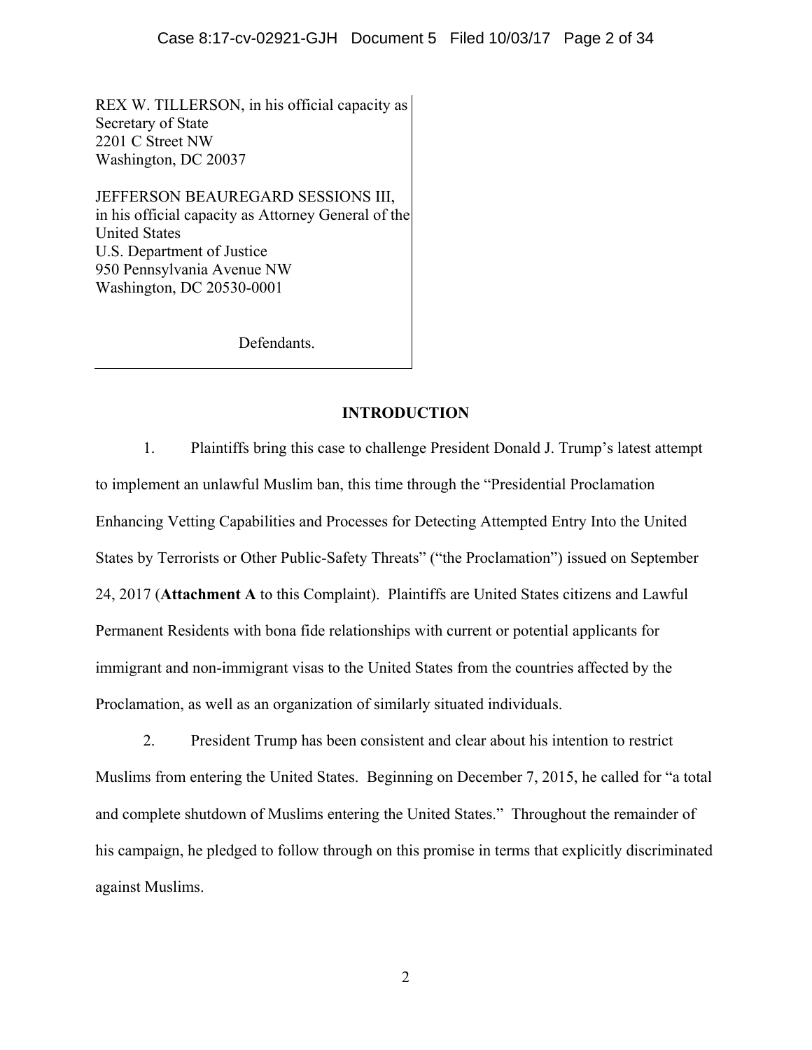REX W. TILLERSON, in his official capacity as Secretary of State
2201 C Street NW
Washington, DC 20037

JEFFERSON BEAUREGARD SESSIONS III, in his official capacity as Attorney General of the United States
U.S. Department of Justice
950 Pennsylvania Avenue NW
Washington, DC 20530-0001

Defendants.

## INTRODUCTION

1. Plaintiffs bring this case to challenge President Donald J. Trump's latest attempt to implement an unlawful Muslim ban, this time through the "Presidential Proclamation Enhancing Vetting Capabilities and Processes for Detecting Attempted Entry Into the United States by Terrorists or Other Public-Safety Threats" ("the Proclamation") issued on September 24, 2017 (**Attachment A** to this Complaint). Plaintiffs are United States citizens and Lawful Permanent Residents with bona fide relationships with current or potential applicants for immigrant and non-immigrant visas to the United States from the countries affected by the Proclamation, as well as an organization of similarly situated individuals.

2. President Trump has been consistent and clear about his intention to restrict Muslims from entering the United States. Beginning on December 7, 2015, he called for "a total and complete shutdown of Muslims entering the United States." Throughout the remainder of his campaign, he pledged to follow through on this promise in terms that explicitly discriminated against Muslims.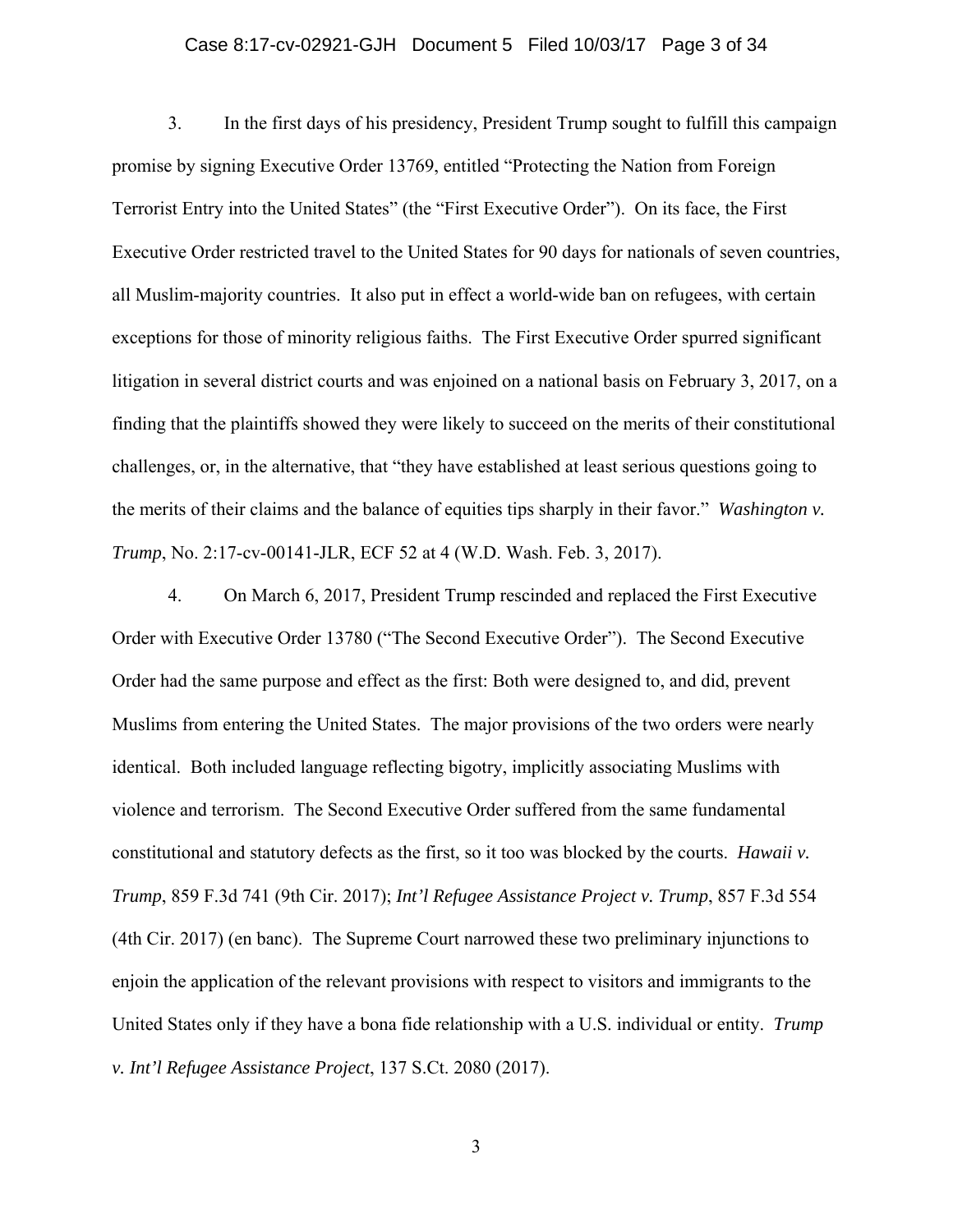3. In the first days of his presidency, President Trump sought to fulfill this campaign promise by signing Executive Order 13769, entitled "Protecting the Nation from Foreign Terrorist Entry into the United States" (the "First Executive Order"). On its face, the First Executive Order restricted travel to the United States for 90 days for nationals of seven countries, all Muslim-majority countries. It also put in effect a world-wide ban on refugees, with certain exceptions for those of minority religious faiths. The First Executive Order spurred significant litigation in several district courts and was enjoined on a national basis on February 3, 2017, on a finding that the plaintiffs showed they were likely to succeed on the merits of their constitutional challenges, or, in the alternative, that "they have established at least serious questions going to the merits of their claims and the balance of equities tips sharply in their favor." *Washington v. Trump*, No. 2:17-cv-00141-JLR, ECF 52 at 4 (W.D. Wash. Feb. 3, 2017).

4. On March 6, 2017, President Trump rescinded and replaced the First Executive Order with Executive Order 13780 ("The Second Executive Order"). The Second Executive Order had the same purpose and effect as the first: Both were designed to, and did, prevent Muslims from entering the United States. The major provisions of the two orders were nearly identical. Both included language reflecting bigotry, implicitly associating Muslims with violence and terrorism. The Second Executive Order suffered from the same fundamental constitutional and statutory defects as the first, so it too was blocked by the courts. *Hawaii v. Trump*, 859 F.3d 741 (9th Cir. 2017); *Int'l Refugee Assistance Project v. Trump*, 857 F.3d 554 (4th Cir. 2017) (en banc). The Supreme Court narrowed these two preliminary injunctions to enjoin the application of the relevant provisions with respect to visitors and immigrants to the United States only if they have a bona fide relationship with a U.S. individual or entity. *Trump v. Int'l Refugee Assistance Project*, 137 S.Ct. 2080 (2017).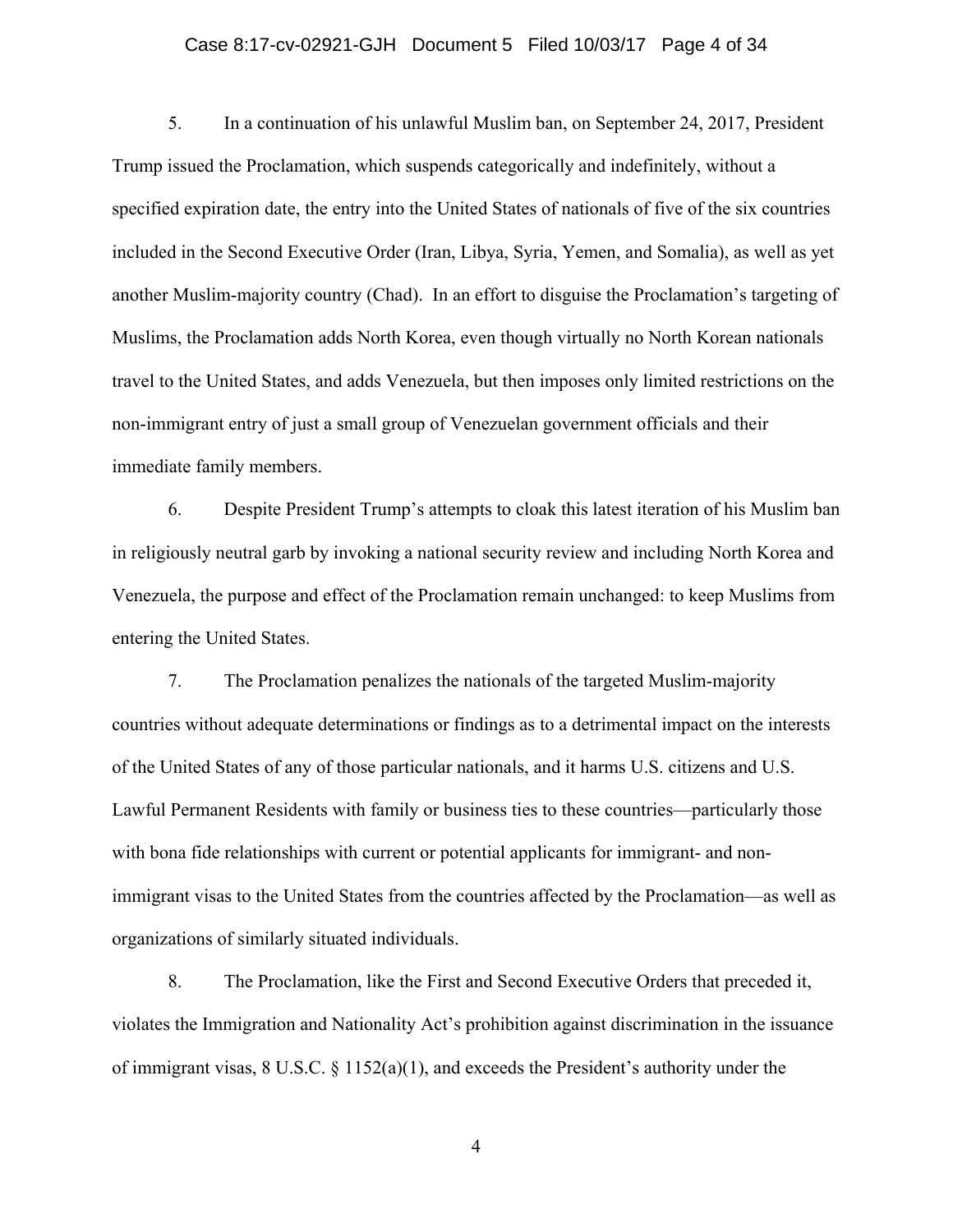5. In a continuation of his unlawful Muslim ban, on September 24, 2017, President Trump issued the Proclamation, which suspends categorically and indefinitely, without a specified expiration date, the entry into the United States of nationals of five of the six countries included in the Second Executive Order (Iran, Libya, Syria, Yemen, and Somalia), as well as yet another Muslim-majority country (Chad). In an effort to disguise the Proclamation's targeting of Muslims, the Proclamation adds North Korea, even though virtually no North Korean nationals travel to the United States, and adds Venezuela, but then imposes only limited restrictions on the non-immigrant entry of just a small group of Venezuelan government officials and their immediate family members.

6. Despite President Trump's attempts to cloak this latest iteration of his Muslim ban in religiously neutral garb by invoking a national security review and including North Korea and Venezuela, the purpose and effect of the Proclamation remain unchanged: to keep Muslims from entering the United States.

7. The Proclamation penalizes the nationals of the targeted Muslim-majority countries without adequate determinations or findings as to a detrimental impact on the interests of the United States of any of those particular nationals, and it harms U.S. citizens and U.S. Lawful Permanent Residents with family or business ties to these countries—particularly those with bona fide relationships with current or potential applicants for immigrant- and non-immigrant visas to the United States from the countries affected by the Proclamation—as well as organizations of similarly situated individuals.

8. The Proclamation, like the First and Second Executive Orders that preceded it, violates the Immigration and Nationality Act's prohibition against discrimination in the issuance of immigrant visas, 8 U.S.C. § 1152(a)(1), and exceeds the President's authority under the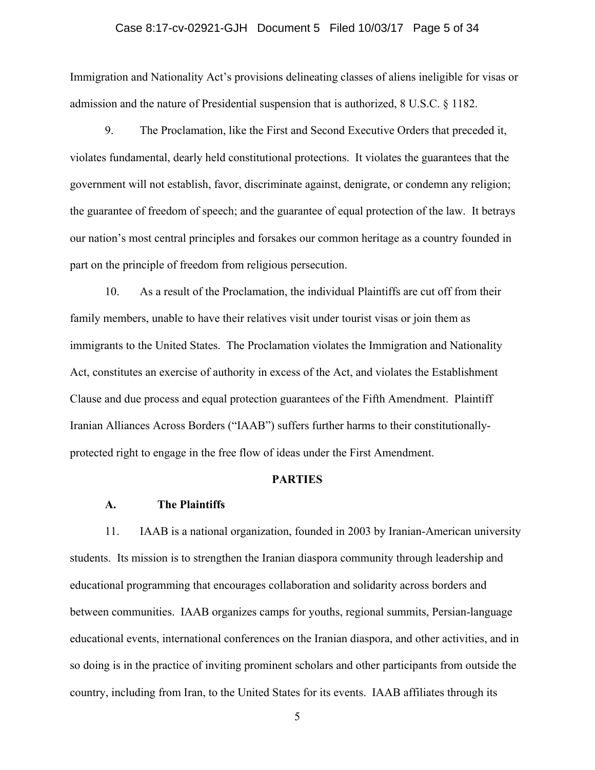Immigration and Nationality Act's provisions delineating classes of aliens ineligible for visas or admission and the nature of Presidential suspension that is authorized, 8 U.S.C. § 1182.

9. The Proclamation, like the First and Second Executive Orders that preceded it, violates fundamental, dearly held constitutional protections. It violates the guarantees that the government will not establish, favor, discriminate against, denigrate, or condemn any religion; the guarantee of freedom of speech; and the guarantee of equal protection of the law. It betrays our nation's most central principles and forsakes our common heritage as a country founded in part on the principle of freedom from religious persecution.

10. As a result of the Proclamation, the individual Plaintiffs are cut off from their family members, unable to have their relatives visit under tourist visas or join them as immigrants to the United States. The Proclamation violates the Immigration and Nationality Act, constitutes an exercise of authority in excess of the Act, and violates the Establishment Clause and due process and equal protection guarantees of the Fifth Amendment. Plaintiff Iranian Alliances Across Borders ("IAAB") suffers further harms to their constitutionally-protected right to engage in the free flow of ideas under the First Amendment.

## PARTIES

### A. The Plaintiffs

11. IAAB is a national organization, founded in 2003 by Iranian-American university students. Its mission is to strengthen the Iranian diaspora community through leadership and educational programming that encourages collaboration and solidarity across borders and between communities. IAAB organizes camps for youths, regional summits, Persian-language educational events, international conferences on the Iranian diaspora, and other activities, and in so doing is in the practice of inviting prominent scholars and other participants from outside the country, including from Iran, to the United States for its events. IAAB affiliates through its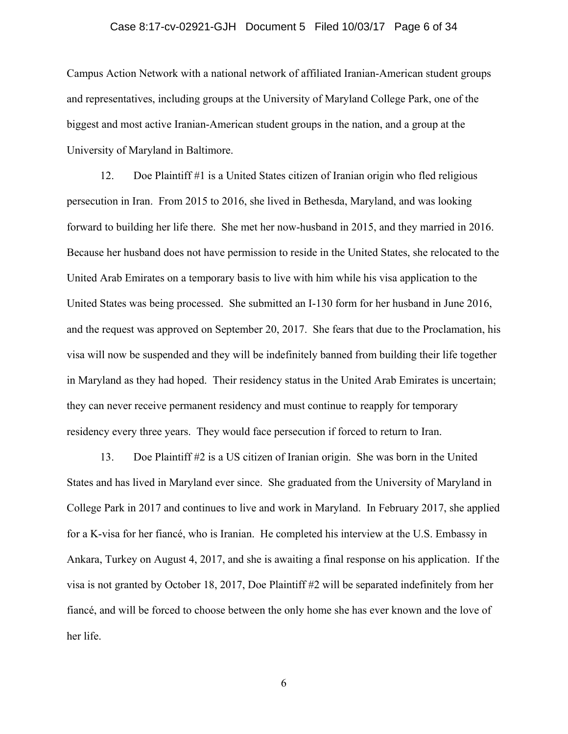Campus Action Network with a national network of affiliated Iranian-American student groups and representatives, including groups at the University of Maryland College Park, one of the biggest and most active Iranian-American student groups in the nation, and a group at the University of Maryland in Baltimore.

12. Doe Plaintiff #1 is a United States citizen of Iranian origin who fled religious persecution in Iran. From 2015 to 2016, she lived in Bethesda, Maryland, and was looking forward to building her life there. She met her now-husband in 2015, and they married in 2016. Because her husband does not have permission to reside in the United States, she relocated to the United Arab Emirates on a temporary basis to live with him while his visa application to the United States was being processed. She submitted an I-130 form for her husband in June 2016, and the request was approved on September 20, 2017. She fears that due to the Proclamation, his visa will now be suspended and they will be indefinitely banned from building their life together in Maryland as they had hoped. Their residency status in the United Arab Emirates is uncertain; they can never receive permanent residency and must continue to reapply for temporary residency every three years. They would face persecution if forced to return to Iran.

13. Doe Plaintiff #2 is a US citizen of Iranian origin. She was born in the United States and has lived in Maryland ever since. She graduated from the University of Maryland in College Park in 2017 and continues to live and work in Maryland. In February 2017, she applied for a K-visa for her fiancé, who is Iranian. He completed his interview at the U.S. Embassy in Ankara, Turkey on August 4, 2017, and she is awaiting a final response on his application. If the visa is not granted by October 18, 2017, Doe Plaintiff #2 will be separated indefinitely from her fiancé, and will be forced to choose between the only home she has ever known and the love of her life.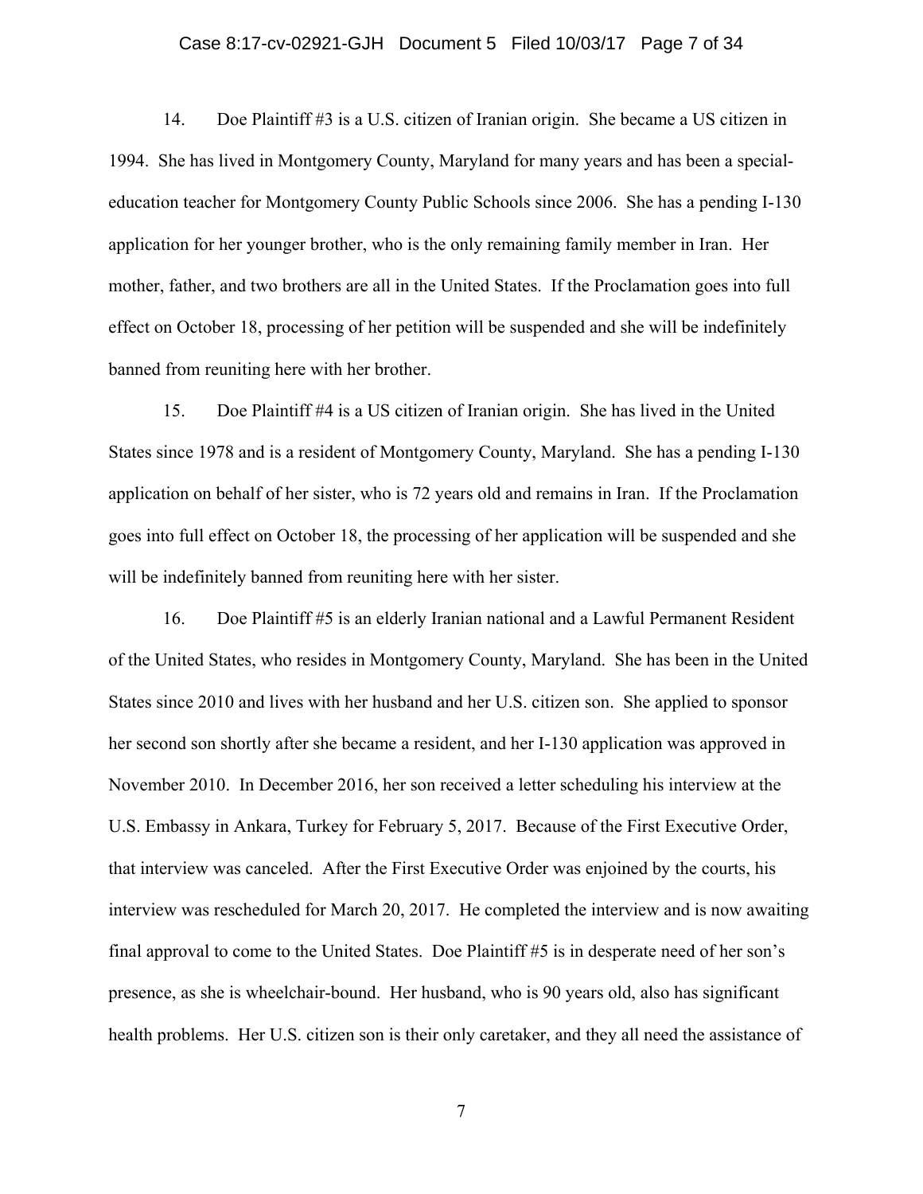14. Doe Plaintiff #3 is a U.S. citizen of Iranian origin. She became a US citizen in 1994. She has lived in Montgomery County, Maryland for many years and has been a special-education teacher for Montgomery County Public Schools since 2006. She has a pending I-130 application for her younger brother, who is the only remaining family member in Iran. Her mother, father, and two brothers are all in the United States. If the Proclamation goes into full effect on October 18, processing of her petition will be suspended and she will be indefinitely banned from reuniting here with her brother.

15. Doe Plaintiff #4 is a US citizen of Iranian origin. She has lived in the United States since 1978 and is a resident of Montgomery County, Maryland. She has a pending I-130 application on behalf of her sister, who is 72 years old and remains in Iran. If the Proclamation goes into full effect on October 18, the processing of her application will be suspended and she will be indefinitely banned from reuniting here with her sister.

16. Doe Plaintiff #5 is an elderly Iranian national and a Lawful Permanent Resident of the United States, who resides in Montgomery County, Maryland. She has been in the United States since 2010 and lives with her husband and her U.S. citizen son. She applied to sponsor her second son shortly after she became a resident, and her I-130 application was approved in November 2010. In December 2016, her son received a letter scheduling his interview at the U.S. Embassy in Ankara, Turkey for February 5, 2017. Because of the First Executive Order, that interview was canceled. After the First Executive Order was enjoined by the courts, his interview was rescheduled for March 20, 2017. He completed the interview and is now awaiting final approval to come to the United States. Doe Plaintiff #5 is in desperate need of her son's presence, as she is wheelchair-bound. Her husband, who is 90 years old, also has significant health problems. Her U.S. citizen son is their only caretaker, and they all need the assistance of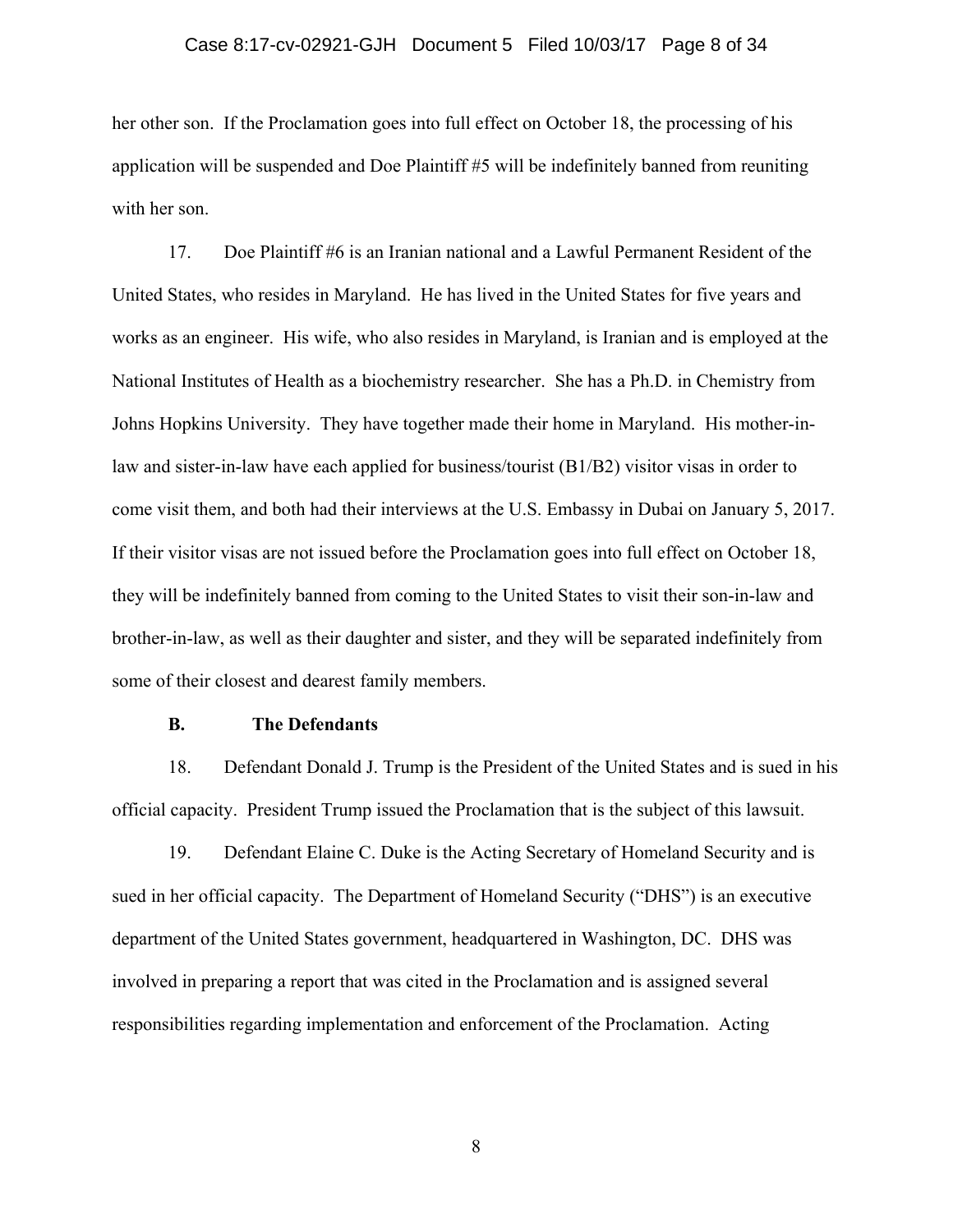her other son. If the Proclamation goes into full effect on October 18, the processing of his application will be suspended and Doe Plaintiff #5 will be indefinitely banned from reuniting with her son.

17. Doe Plaintiff #6 is an Iranian national and a Lawful Permanent Resident of the United States, who resides in Maryland. He has lived in the United States for five years and works as an engineer. His wife, who also resides in Maryland, is Iranian and is employed at the National Institutes of Health as a biochemistry researcher. She has a Ph.D. in Chemistry from Johns Hopkins University. They have together made their home in Maryland. His mother-in-law and sister-in-law have each applied for business/tourist (B1/B2) visitor visas in order to come visit them, and both had their interviews at the U.S. Embassy in Dubai on January 5, 2017. If their visitor visas are not issued before the Proclamation goes into full effect on October 18, they will be indefinitely banned from coming to the United States to visit their son-in-law and brother-in-law, as well as their daughter and sister, and they will be separated indefinitely from some of their closest and dearest family members.

### B. The Defendants

18. Defendant Donald J. Trump is the President of the United States and is sued in his official capacity. President Trump issued the Proclamation that is the subject of this lawsuit.

19. Defendant Elaine C. Duke is the Acting Secretary of Homeland Security and is sued in her official capacity. The Department of Homeland Security ("DHS") is an executive department of the United States government, headquartered in Washington, DC. DHS was involved in preparing a report that was cited in the Proclamation and is assigned several responsibilities regarding implementation and enforcement of the Proclamation. Acting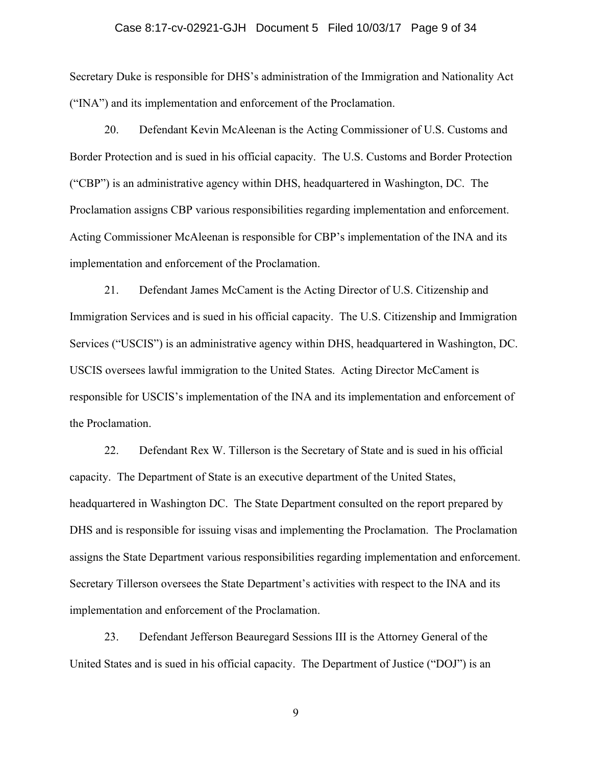Secretary Duke is responsible for DHS's administration of the Immigration and Nationality Act ("INA") and its implementation and enforcement of the Proclamation.

20. Defendant Kevin McAleenan is the Acting Commissioner of U.S. Customs and Border Protection and is sued in his official capacity. The U.S. Customs and Border Protection ("CBP") is an administrative agency within DHS, headquartered in Washington, DC. The Proclamation assigns CBP various responsibilities regarding implementation and enforcement. Acting Commissioner McAleenan is responsible for CBP's implementation of the INA and its implementation and enforcement of the Proclamation.

21. Defendant James McCament is the Acting Director of U.S. Citizenship and Immigration Services and is sued in his official capacity. The U.S. Citizenship and Immigration Services ("USCIS") is an administrative agency within DHS, headquartered in Washington, DC. USCIS oversees lawful immigration to the United States. Acting Director McCament is responsible for USCIS's implementation of the INA and its implementation and enforcement of the Proclamation.

22. Defendant Rex W. Tillerson is the Secretary of State and is sued in his official capacity. The Department of State is an executive department of the United States, headquartered in Washington DC. The State Department consulted on the report prepared by DHS and is responsible for issuing visas and implementing the Proclamation. The Proclamation assigns the State Department various responsibilities regarding implementation and enforcement. Secretary Tillerson oversees the State Department's activities with respect to the INA and its implementation and enforcement of the Proclamation.

23. Defendant Jefferson Beauregard Sessions III is the Attorney General of the United States and is sued in his official capacity. The Department of Justice ("DOJ") is an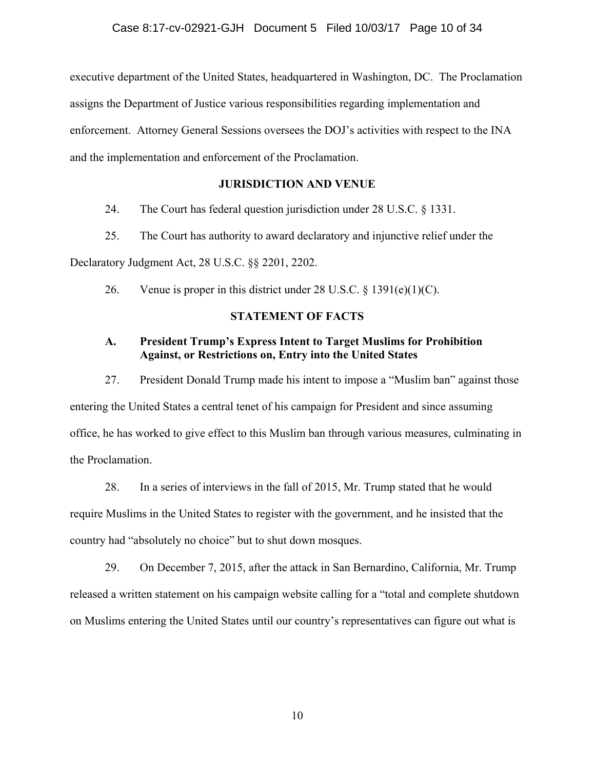executive department of the United States, headquartered in Washington, DC. The Proclamation assigns the Department of Justice various responsibilities regarding implementation and enforcement. Attorney General Sessions oversees the DOJ's activities with respect to the INA and the implementation and enforcement of the Proclamation.

## JURISDICTION AND VENUE

24. The Court has federal question jurisdiction under 28 U.S.C. § 1331.

25. The Court has authority to award declaratory and injunctive relief under the Declaratory Judgment Act, 28 U.S.C. §§ 2201, 2202.

26. Venue is proper in this district under 28 U.S.C. § 1391(e)(1)(C).

## STATEMENT OF FACTS

### A. President Trump's Express Intent to Target Muslims for Prohibition Against, or Restrictions on, Entry into the United States

27. President Donald Trump made his intent to impose a "Muslim ban" against those entering the United States a central tenet of his campaign for President and since assuming office, he has worked to give effect to this Muslim ban through various measures, culminating in the Proclamation.

28. In a series of interviews in the fall of 2015, Mr. Trump stated that he would require Muslims in the United States to register with the government, and he insisted that the country had "absolutely no choice" but to shut down mosques.

29. On December 7, 2015, after the attack in San Bernardino, California, Mr. Trump released a written statement on his campaign website calling for a "total and complete shutdown on Muslims entering the United States until our country's representatives can figure out what is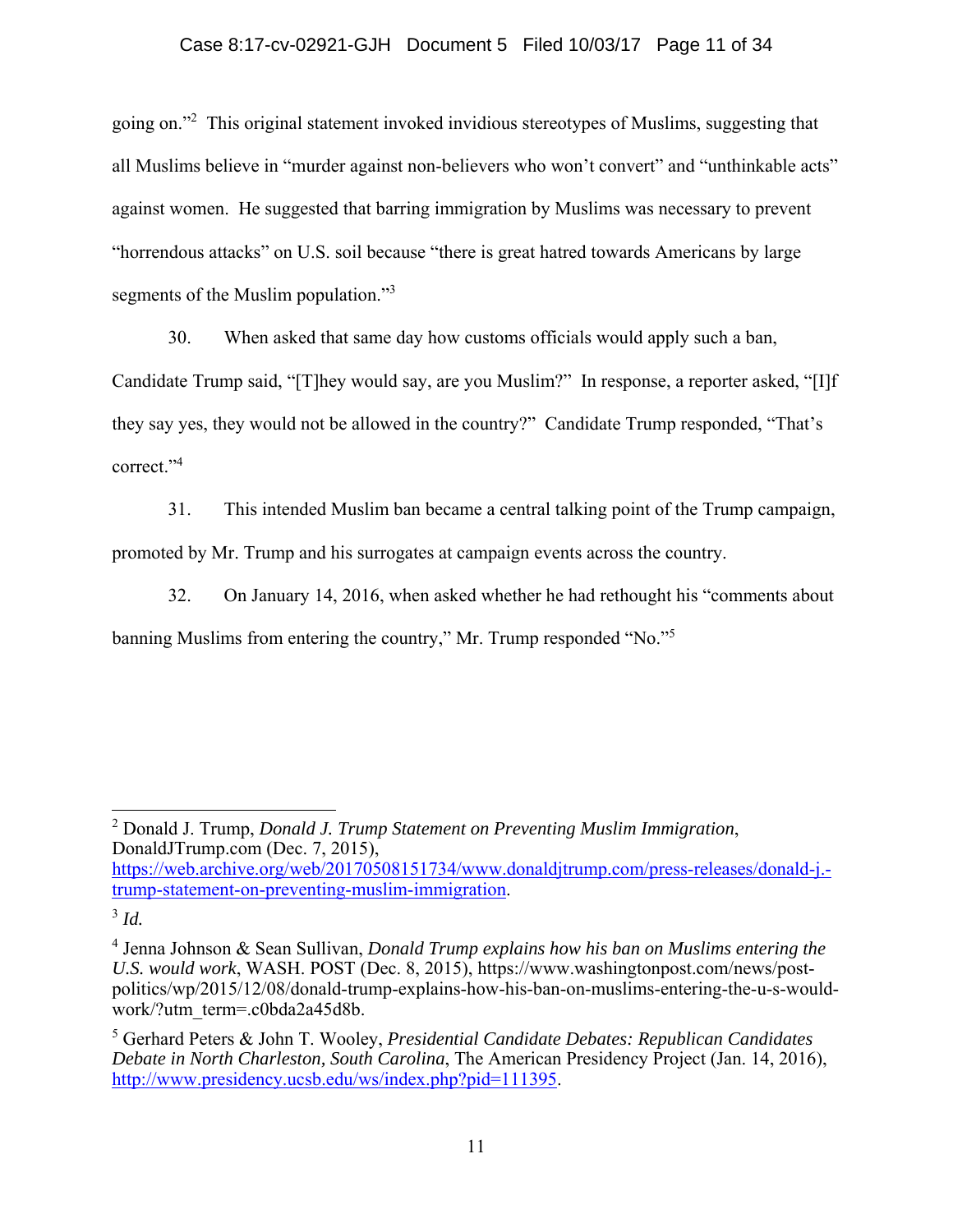going on."[2] This original statement invoked invidious stereotypes of Muslims, suggesting that all Muslims believe in "murder against non-believers who won't convert" and "unthinkable acts" against women. He suggested that barring immigration by Muslims was necessary to prevent "horrendous attacks" on U.S. soil because "there is great hatred towards Americans by large segments of the Muslim population."[3]

30. When asked that same day how customs officials would apply such a ban, Candidate Trump said, "[T]hey would say, are you Muslim?" In response, a reporter asked, "[I]f they say yes, they would not be allowed in the country?" Candidate Trump responded, "That's correct."[4]

31. This intended Muslim ban became a central talking point of the Trump campaign, promoted by Mr. Trump and his surrogates at campaign events across the country.

32. On January 14, 2016, when asked whether he had rethought his "comments about banning Muslims from entering the country," Mr. Trump responded "No."[5]

---

[2] Donald J. Trump, *Donald J. Trump Statement on Preventing Muslim Immigration*, DonaldJTrump.com (Dec. 7, 2015), https://web.archive.org/web/20170508151734/www.donaldjtrump.com/press-releases/donald-j.-trump-statement-on-preventing-muslim-immigration.

[3] *Id.*

[4] Jenna Johnson & Sean Sullivan, *Donald Trump explains how his ban on Muslims entering the U.S. would work*, WASH. POST (Dec. 8, 2015), https://www.washingtonpost.com/news/post-politics/wp/2015/12/08/donald-trump-explains-how-his-ban-on-muslims-entering-the-u-s-would-work/?utm_term=.c0bda2a45d8b.

[5] Gerhard Peters & John T. Wooley, *Presidential Candidate Debates: Republican Candidates Debate in North Charleston, South Carolina*, The American Presidency Project (Jan. 14, 2016), http://www.presidency.ucsb.edu/ws/index.php?pid=111395.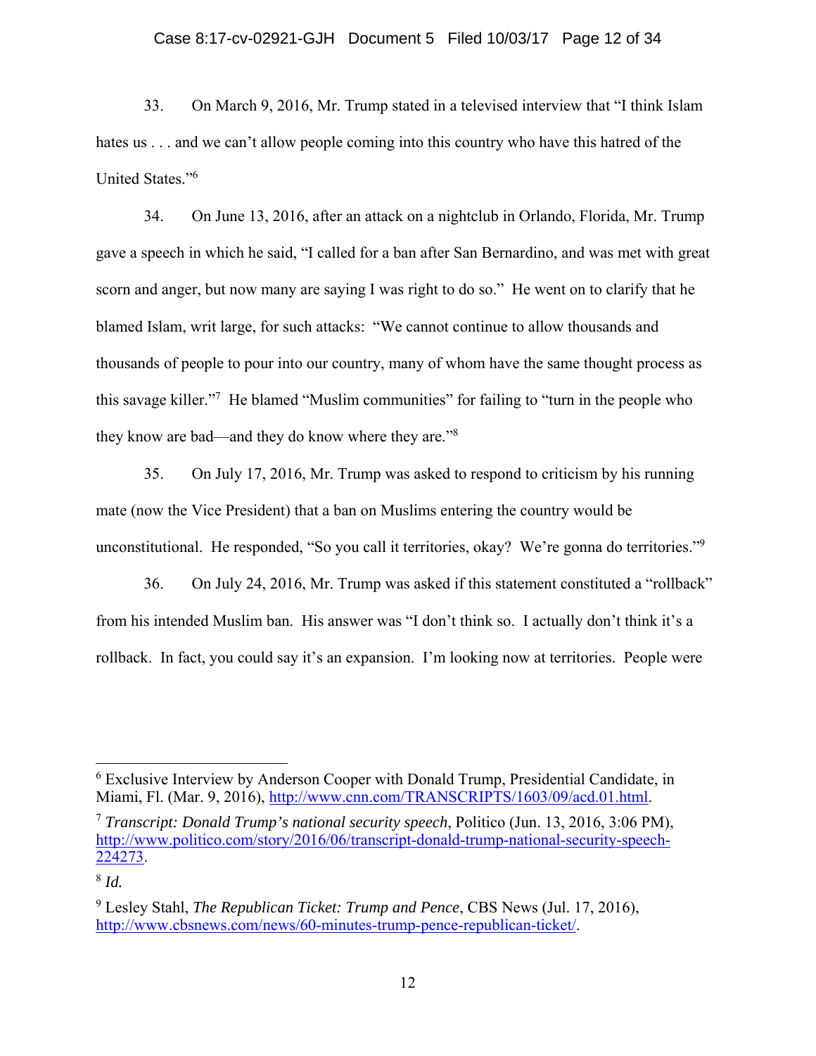33. On March 9, 2016, Mr. Trump stated in a televised interview that "I think Islam hates us . . . and we can't allow people coming into this country who have this hatred of the United States."[6]

34. On June 13, 2016, after an attack on a nightclub in Orlando, Florida, Mr. Trump gave a speech in which he said, "I called for a ban after San Bernardino, and was met with great scorn and anger, but now many are saying I was right to do so." He went on to clarify that he blamed Islam, writ large, for such attacks: "We cannot continue to allow thousands and thousands of people to pour into our country, many of whom have the same thought process as this savage killer."[7] He blamed "Muslim communities" for failing to "turn in the people who they know are bad—and they do know where they are."[8]

35. On July 17, 2016, Mr. Trump was asked to respond to criticism by his running mate (now the Vice President) that a ban on Muslims entering the country would be unconstitutional. He responded, "So you call it territories, okay? We're gonna do territories."[9]

36. On July 24, 2016, Mr. Trump was asked if this statement constituted a "rollback" from his intended Muslim ban. His answer was "I don't think so. I actually don't think it's a rollback. In fact, you could say it's an expansion. I'm looking now at territories. People were

---

[6] Exclusive Interview by Anderson Cooper with Donald Trump, Presidential Candidate, in Miami, Fl. (Mar. 9, 2016), http://www.cnn.com/TRANSCRIPTS/1603/09/acd.01.html.

[7] *Transcript: Donald Trump's national security speech*, Politico (Jun. 13, 2016, 3:06 PM), http://www.politico.com/story/2016/06/transcript-donald-trump-national-security-speech-224273.

[8] *Id.*

[9] Lesley Stahl, *The Republican Ticket: Trump and Pence*, CBS News (Jul. 17, 2016), http://www.cbsnews.com/news/60-minutes-trump-pence-republican-ticket/.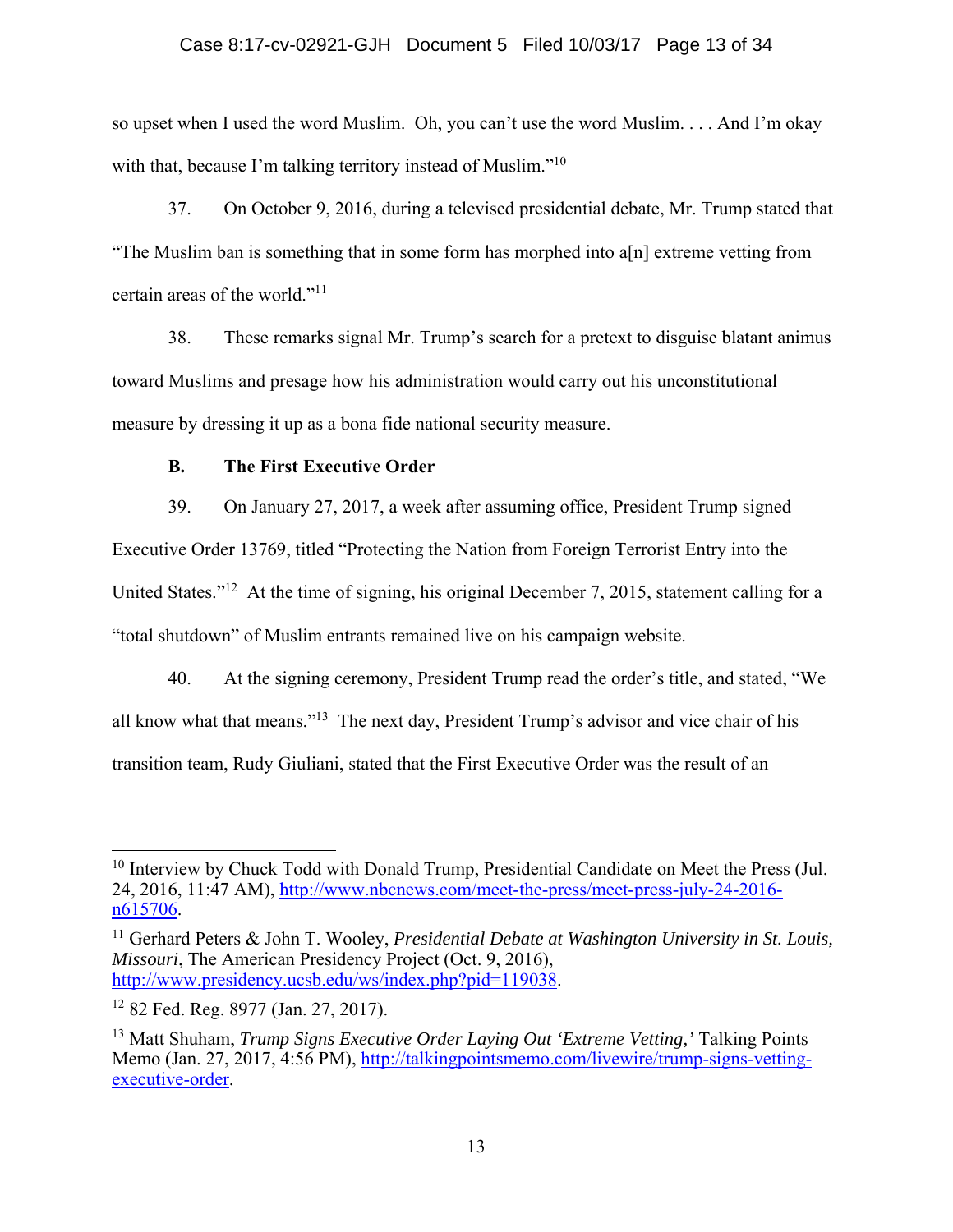so upset when I used the word Muslim. Oh, you can't use the word Muslim. . . . And I'm okay with that, because I'm talking territory instead of Muslim."[10]

37. On October 9, 2016, during a televised presidential debate, Mr. Trump stated that "The Muslim ban is something that in some form has morphed into a[n] extreme vetting from certain areas of the world."[11]

38. These remarks signal Mr. Trump's search for a pretext to disguise blatant animus toward Muslims and presage how his administration would carry out his unconstitutional measure by dressing it up as a bona fide national security measure.

**B. The First Executive Order**

39. On January 27, 2017, a week after assuming office, President Trump signed Executive Order 13769, titled "Protecting the Nation from Foreign Terrorist Entry into the United States."[12] At the time of signing, his original December 7, 2015, statement calling for a "total shutdown" of Muslim entrants remained live on his campaign website.

40. At the signing ceremony, President Trump read the order's title, and stated, "We all know what that means."[13] The next day, President Trump's advisor and vice chair of his transition team, Rudy Giuliani, stated that the First Executive Order was the result of an

---

[10] Interview by Chuck Todd with Donald Trump, Presidential Candidate on Meet the Press (Jul. 24, 2016, 11:47 AM), http://www.nbcnews.com/meet-the-press/meet-press-july-24-2016-n615706.

[11] Gerhard Peters & John T. Wooley, *Presidential Debate at Washington University in St. Louis, Missouri*, The American Presidency Project (Oct. 9, 2016), http://www.presidency.ucsb.edu/ws/index.php?pid=119038.

[12] 82 Fed. Reg. 8977 (Jan. 27, 2017).

[13] Matt Shuham, *Trump Signs Executive Order Laying Out 'Extreme Vetting,'* Talking Points Memo (Jan. 27, 2017, 4:56 PM), http://talkingpointsmemo.com/livewire/trump-signs-vetting-executive-order.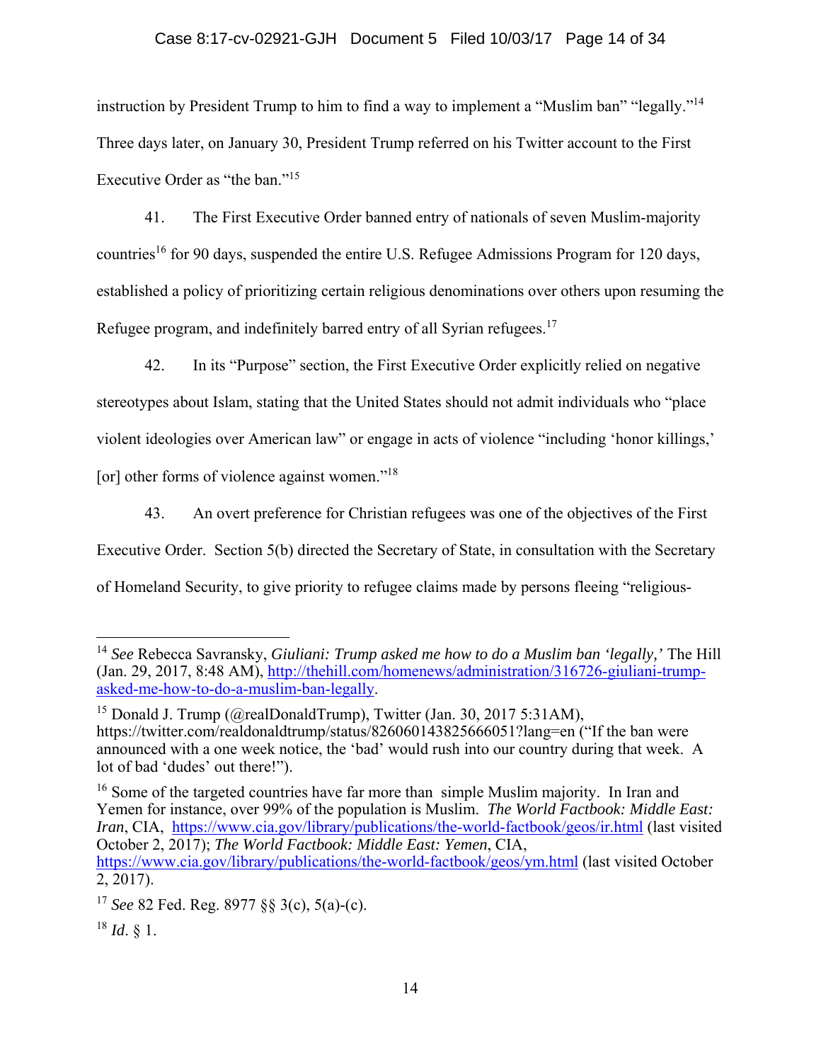instruction by President Trump to him to find a way to implement a "Muslim ban" "legally."[14] Three days later, on January 30, President Trump referred on his Twitter account to the First Executive Order as "the ban."[15]

41. The First Executive Order banned entry of nationals of seven Muslim-majority countries[16] for 90 days, suspended the entire U.S. Refugee Admissions Program for 120 days, established a policy of prioritizing certain religious denominations over others upon resuming the Refugee program, and indefinitely barred entry of all Syrian refugees.[17]

42. In its "Purpose" section, the First Executive Order explicitly relied on negative stereotypes about Islam, stating that the United States should not admit individuals who "place violent ideologies over American law" or engage in acts of violence "including 'honor killings,' [or] other forms of violence against women."[18]

43. An overt preference for Christian refugees was one of the objectives of the First Executive Order. Section 5(b) directed the Secretary of State, in consultation with the Secretary of Homeland Security, to give priority to refugee claims made by persons fleeing "religious-

---

[14] *See* Rebecca Savransky, *Giuliani: Trump asked me how to do a Muslim ban 'legally,'* The Hill (Jan. 29, 2017, 8:48 AM), http://thehill.com/homenews/administration/316726-giuliani-trump-asked-me-how-to-do-a-muslim-ban-legally.

[15] Donald J. Trump (@realDonaldTrump), Twitter (Jan. 30, 2017 5:31AM), https://twitter.com/realdonaldtrump/status/826060143825666051?lang=en ("If the ban were announced with a one week notice, the 'bad' would rush into our country during that week. A lot of bad 'dudes' out there!").

[16] Some of the targeted countries have far more than simple Muslim majority. In Iran and Yemen for instance, over 99% of the population is Muslim. *The World Factbook: Middle East: Iran*, CIA, https://www.cia.gov/library/publications/the-world-factbook/geos/ir.html (last visited October 2, 2017); *The World Factbook: Middle East: Yemen*, CIA, https://www.cia.gov/library/publications/the-world-factbook/geos/ym.html (last visited October 2, 2017).

[17] *See* 82 Fed. Reg. 8977 §§ 3(c), 5(a)-(c).

[18] *Id*. § 1.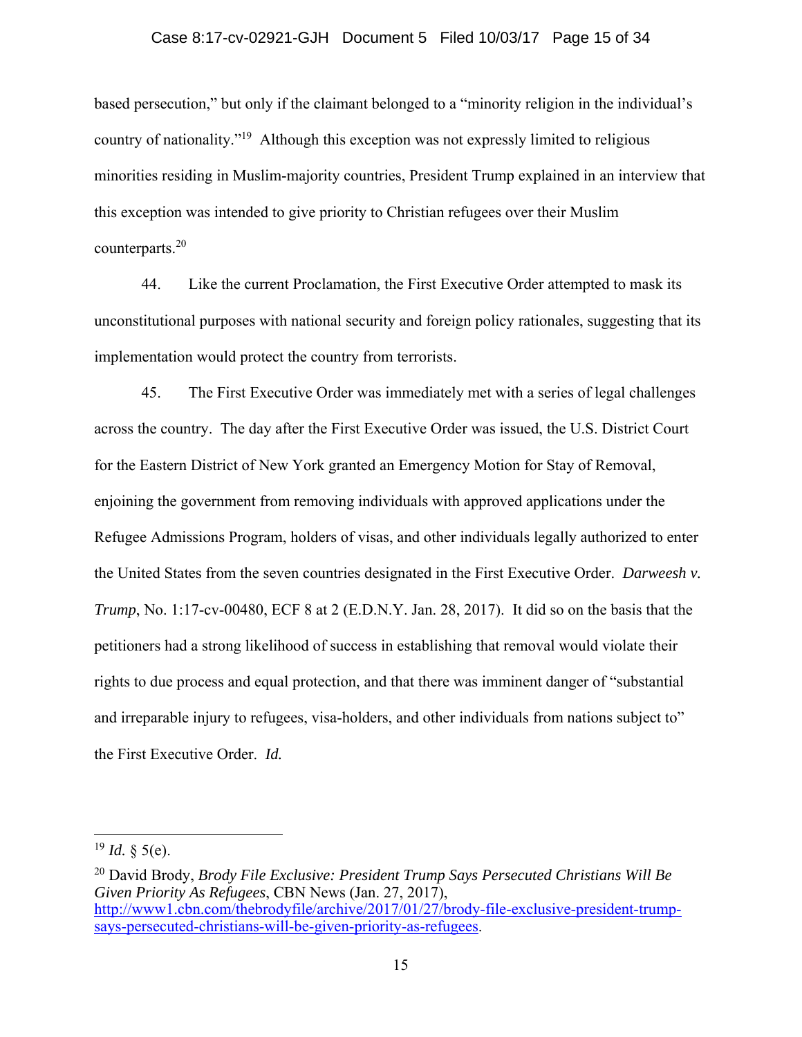based persecution," but only if the claimant belonged to a "minority religion in the individual's country of nationality."[19] Although this exception was not expressly limited to religious minorities residing in Muslim-majority countries, President Trump explained in an interview that this exception was intended to give priority to Christian refugees over their Muslim counterparts.[20]

44. Like the current Proclamation, the First Executive Order attempted to mask its unconstitutional purposes with national security and foreign policy rationales, suggesting that its implementation would protect the country from terrorists.

45. The First Executive Order was immediately met with a series of legal challenges across the country. The day after the First Executive Order was issued, the U.S. District Court for the Eastern District of New York granted an Emergency Motion for Stay of Removal, enjoining the government from removing individuals with approved applications under the Refugee Admissions Program, holders of visas, and other individuals legally authorized to enter the United States from the seven countries designated in the First Executive Order. *Darweesh v. Trump*, No. 1:17-cv-00480, ECF 8 at 2 (E.D.N.Y. Jan. 28, 2017). It did so on the basis that the petitioners had a strong likelihood of success in establishing that removal would violate their rights to due process and equal protection, and that there was imminent danger of "substantial and irreparable injury to refugees, visa-holders, and other individuals from nations subject to" the First Executive Order. *Id.*

---

[19] *Id.* § 5(e).

[20] David Brody, *Brody File Exclusive: President Trump Says Persecuted Christians Will Be Given Priority As Refugees*, CBN News (Jan. 27, 2017), http://www1.cbn.com/thebrodyfile/archive/2017/01/27/brody-file-exclusive-president-trump-says-persecuted-christians-will-be-given-priority-as-refugees.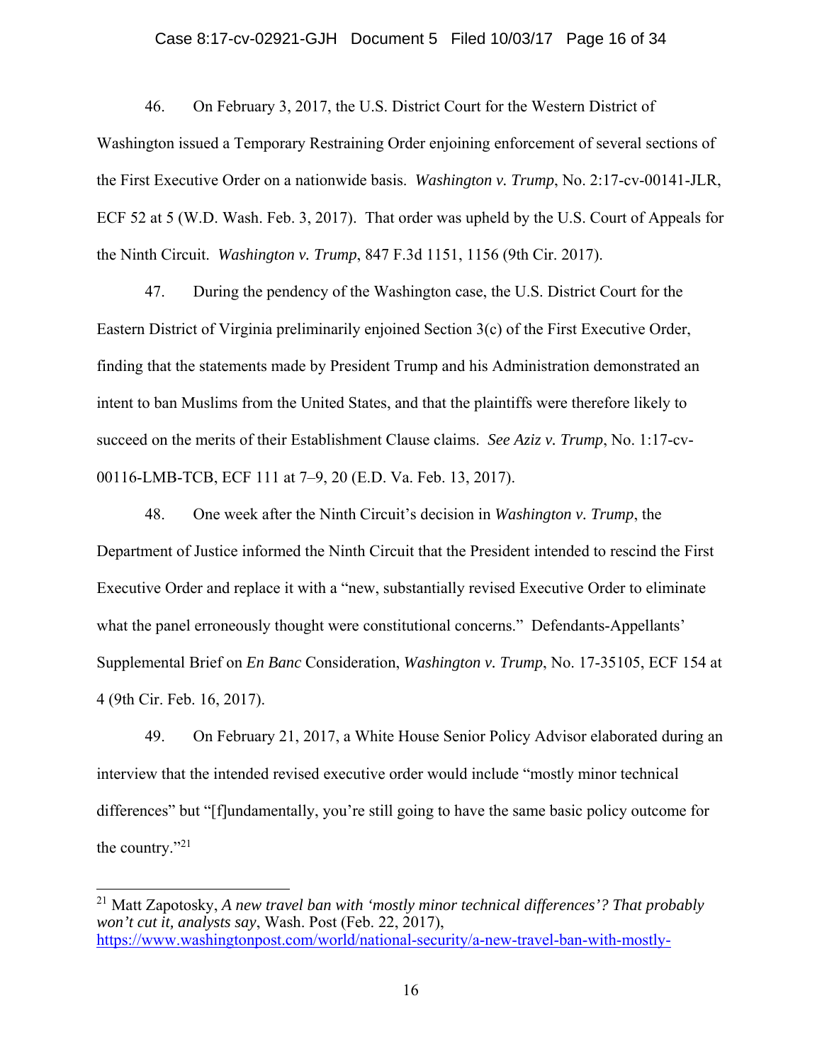46. On February 3, 2017, the U.S. District Court for the Western District of Washington issued a Temporary Restraining Order enjoining enforcement of several sections of the First Executive Order on a nationwide basis. *Washington v. Trump*, No. 2:17-cv-00141-JLR, ECF 52 at 5 (W.D. Wash. Feb. 3, 2017). That order was upheld by the U.S. Court of Appeals for the Ninth Circuit. *Washington v. Trump*, 847 F.3d 1151, 1156 (9th Cir. 2017).

47. During the pendency of the Washington case, the U.S. District Court for the Eastern District of Virginia preliminarily enjoined Section 3(c) of the First Executive Order, finding that the statements made by President Trump and his Administration demonstrated an intent to ban Muslims from the United States, and that the plaintiffs were therefore likely to succeed on the merits of their Establishment Clause claims. *See Aziz v. Trump*, No. 1:17-cv-00116-LMB-TCB, ECF 111 at 7–9, 20 (E.D. Va. Feb. 13, 2017).

48. One week after the Ninth Circuit's decision in *Washington v. Trump*, the Department of Justice informed the Ninth Circuit that the President intended to rescind the First Executive Order and replace it with a "new, substantially revised Executive Order to eliminate what the panel erroneously thought were constitutional concerns." Defendants-Appellants' Supplemental Brief on *En Banc* Consideration, *Washington v. Trump*, No. 17-35105, ECF 154 at 4 (9th Cir. Feb. 16, 2017).

49. On February 21, 2017, a White House Senior Policy Advisor elaborated during an interview that the intended revised executive order would include "mostly minor technical differences" but "[f]undamentally, you're still going to have the same basic policy outcome for the country."[21]

---

[21] Matt Zapotosky, *A new travel ban with 'mostly minor technical differences'? That probably won't cut it, analysts say*, Wash. Post (Feb. 22, 2017), https://www.washingtonpost.com/world/national-security/a-new-travel-ban-with-mostly-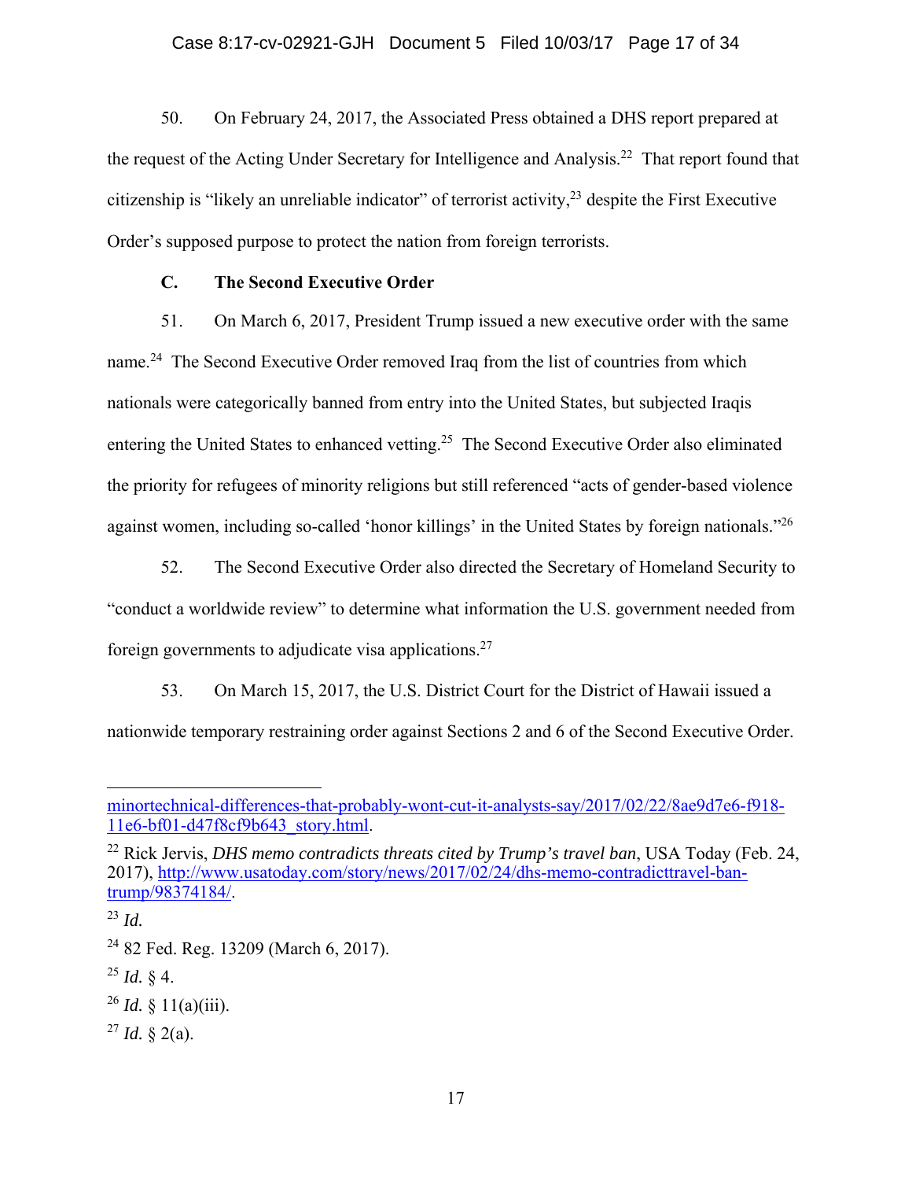50. On February 24, 2017, the Associated Press obtained a DHS report prepared at the request of the Acting Under Secretary for Intelligence and Analysis.[22] That report found that citizenship is "likely an unreliable indicator" of terrorist activity,[23] despite the First Executive Order's supposed purpose to protect the nation from foreign terrorists.

### C. The Second Executive Order

51. On March 6, 2017, President Trump issued a new executive order with the same name.[24] The Second Executive Order removed Iraq from the list of countries from which nationals were categorically banned from entry into the United States, but subjected Iraqis entering the United States to enhanced vetting.[25] The Second Executive Order also eliminated the priority for refugees of minority religions but still referenced "acts of gender-based violence against women, including so-called 'honor killings' in the United States by foreign nationals."[26]

52. The Second Executive Order also directed the Secretary of Homeland Security to "conduct a worldwide review" to determine what information the U.S. government needed from foreign governments to adjudicate visa applications.[27]

53. On March 15, 2017, the U.S. District Court for the District of Hawaii issued a nationwide temporary restraining order against Sections 2 and 6 of the Second Executive Order.

---

minortechnical-differences-that-probably-wont-cut-it-analysts-say/2017/02/22/8ae9d7e6-f918-11e6-bf01-d47f8cf9b643_story.html.

[22] Rick Jervis, *DHS memo contradicts threats cited by Trump's travel ban*, USA Today (Feb. 24, 2017), http://www.usatoday.com/story/news/2017/02/24/dhs-memo-contradicttravel-ban-trump/98374184/.

[23] *Id.*

[24] 82 Fed. Reg. 13209 (March 6, 2017).

[25] *Id.* § 4.

[26] *Id.* § 11(a)(iii).

[27] *Id.* § 2(a).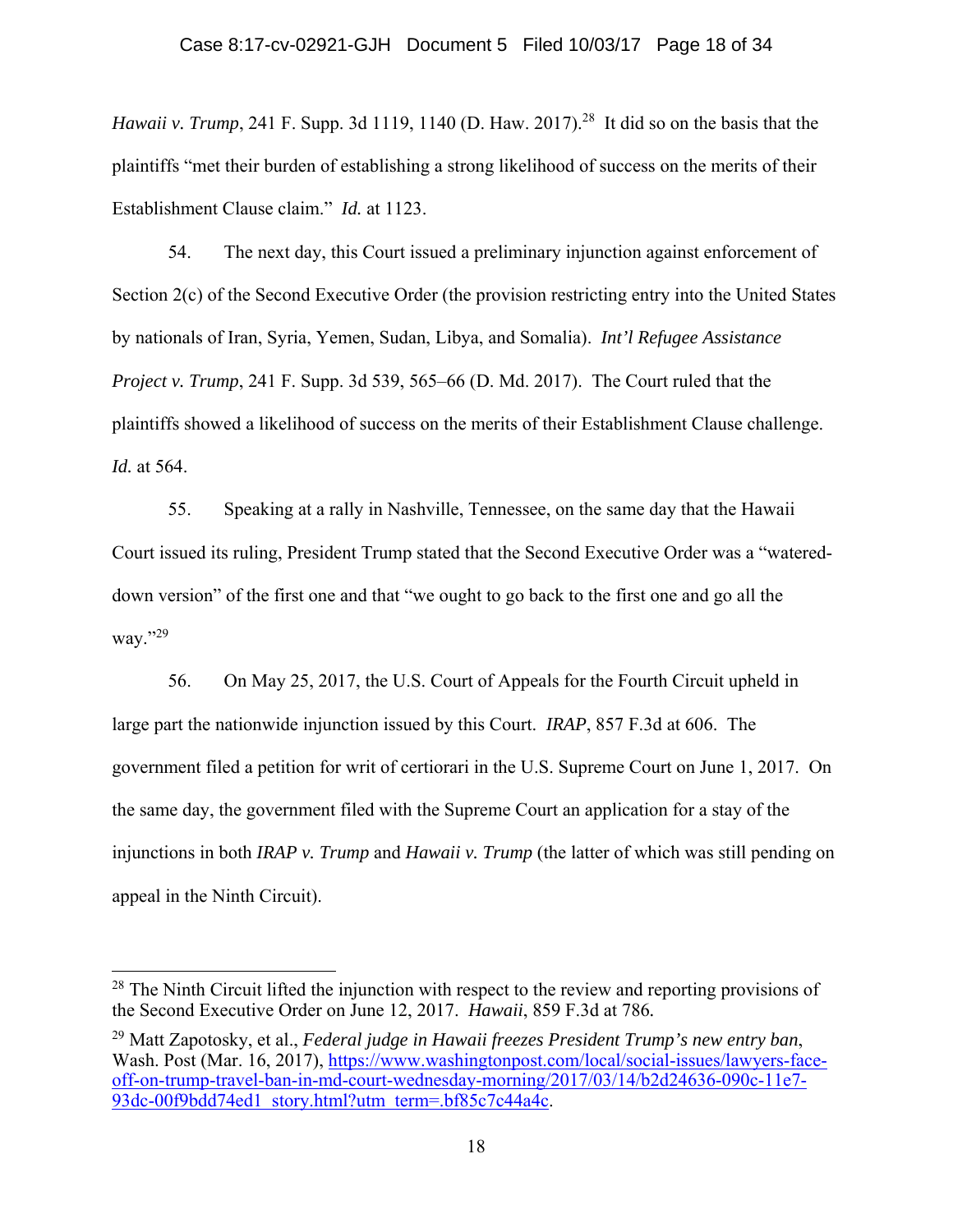*Hawaii v. Trump*, 241 F. Supp. 3d 1119, 1140 (D. Haw. 2017).[28] It did so on the basis that the plaintiffs "met their burden of establishing a strong likelihood of success on the merits of their Establishment Clause claim." *Id.* at 1123.

54. The next day, this Court issued a preliminary injunction against enforcement of Section 2(c) of the Second Executive Order (the provision restricting entry into the United States by nationals of Iran, Syria, Yemen, Sudan, Libya, and Somalia). *Int'l Refugee Assistance Project v. Trump*, 241 F. Supp. 3d 539, 565–66 (D. Md. 2017). The Court ruled that the plaintiffs showed a likelihood of success on the merits of their Establishment Clause challenge. *Id.* at 564.

55. Speaking at a rally in Nashville, Tennessee, on the same day that the Hawaii Court issued its ruling, President Trump stated that the Second Executive Order was a "watered-down version" of the first one and that "we ought to go back to the first one and go all the way."[29]

56. On May 25, 2017, the U.S. Court of Appeals for the Fourth Circuit upheld in large part the nationwide injunction issued by this Court. *IRAP*, 857 F.3d at 606. The government filed a petition for writ of certiorari in the U.S. Supreme Court on June 1, 2017. On the same day, the government filed with the Supreme Court an application for a stay of the injunctions in both *IRAP v. Trump* and *Hawaii v. Trump* (the latter of which was still pending on appeal in the Ninth Circuit).

---

[28] The Ninth Circuit lifted the injunction with respect to the review and reporting provisions of the Second Executive Order on June 12, 2017. *Hawaii*, 859 F.3d at 786.

[29] Matt Zapotosky, et al., *Federal judge in Hawaii freezes President Trump's new entry ban*, Wash. Post (Mar. 16, 2017), https://www.washingtonpost.com/local/social-issues/lawyers-face-off-on-trump-travel-ban-in-md-court-wednesday-morning/2017/03/14/b2d24636-090c-11e7-93dc-00f9bdd74ed1_story.html?utm_term=.bf85c7c44a4c.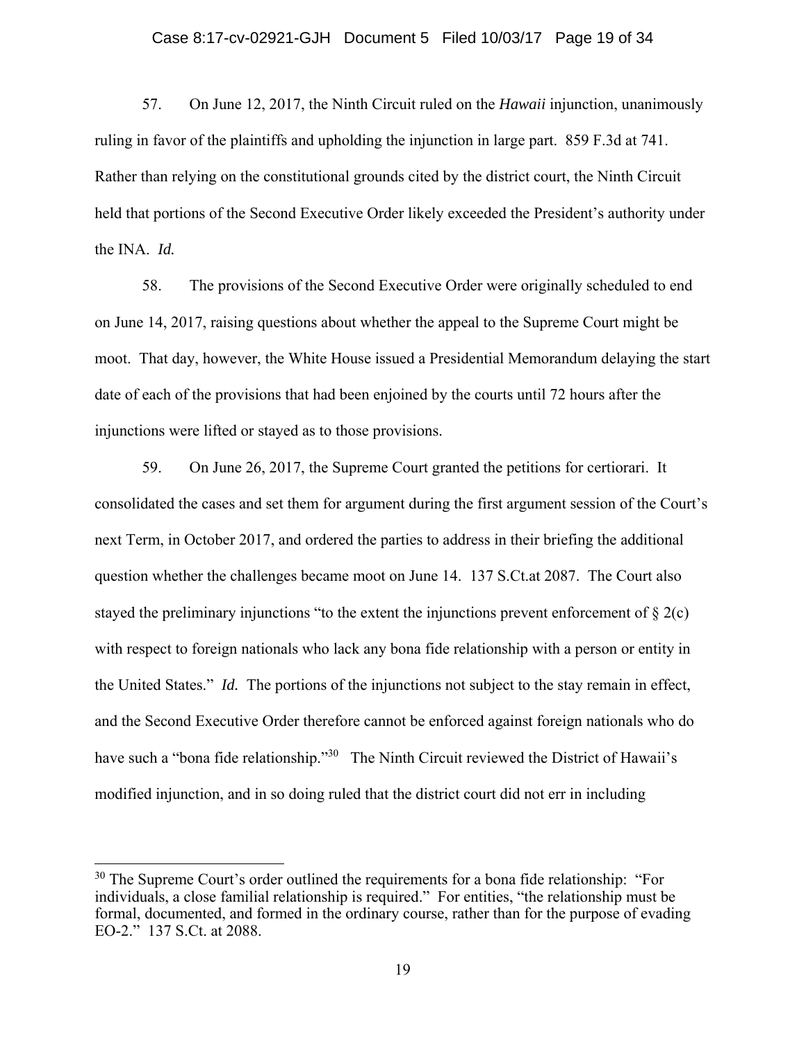57. On June 12, 2017, the Ninth Circuit ruled on the *Hawaii* injunction, unanimously ruling in favor of the plaintiffs and upholding the injunction in large part. 859 F.3d at 741. Rather than relying on the constitutional grounds cited by the district court, the Ninth Circuit held that portions of the Second Executive Order likely exceeded the President's authority under the INA. *Id.*

58. The provisions of the Second Executive Order were originally scheduled to end on June 14, 2017, raising questions about whether the appeal to the Supreme Court might be moot. That day, however, the White House issued a Presidential Memorandum delaying the start date of each of the provisions that had been enjoined by the courts until 72 hours after the injunctions were lifted or stayed as to those provisions.

59. On June 26, 2017, the Supreme Court granted the petitions for certiorari. It consolidated the cases and set them for argument during the first argument session of the Court's next Term, in October 2017, and ordered the parties to address in their briefing the additional question whether the challenges became moot on June 14. 137 S.Ct.at 2087. The Court also stayed the preliminary injunctions "to the extent the injunctions prevent enforcement of § 2(c) with respect to foreign nationals who lack any bona fide relationship with a person or entity in the United States." *Id.* The portions of the injunctions not subject to the stay remain in effect, and the Second Executive Order therefore cannot be enforced against foreign nationals who do have such a "bona fide relationship."[30] The Ninth Circuit reviewed the District of Hawaii's modified injunction, and in so doing ruled that the district court did not err in including

[30] The Supreme Court's order outlined the requirements for a bona fide relationship: "For individuals, a close familial relationship is required." For entities, "the relationship must be formal, documented, and formed in the ordinary course, rather than for the purpose of evading EO-2." 137 S.Ct. at 2088.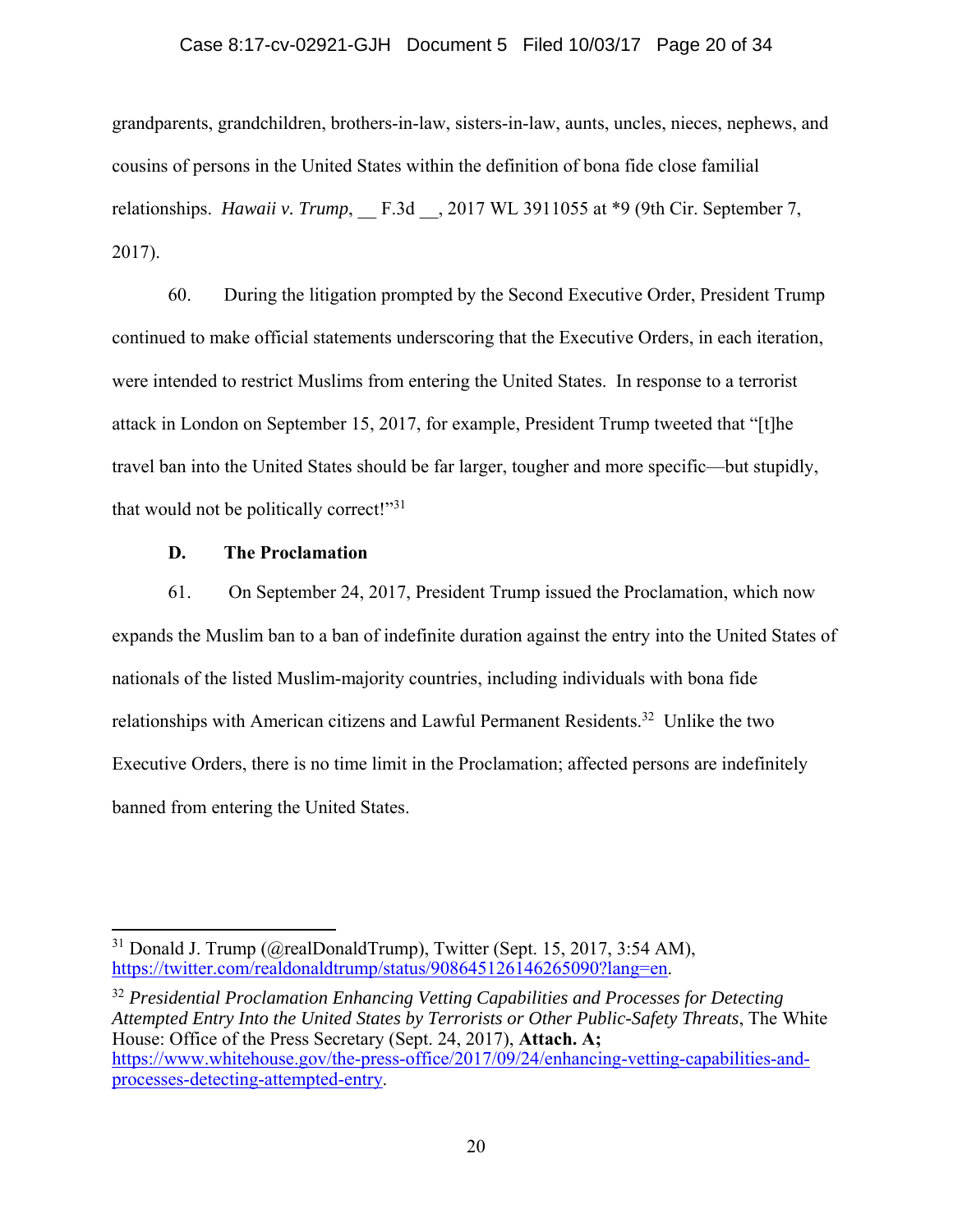grandparents, grandchildren, brothers-in-law, sisters-in-law, aunts, uncles, nieces, nephews, and cousins of persons in the United States within the definition of bona fide close familial relationships. *Hawaii v. Trump*, __ F.3d __, 2017 WL 3911055 at *9 (9th Cir. September 7, 2017).

60. During the litigation prompted by the Second Executive Order, President Trump continued to make official statements underscoring that the Executive Orders, in each iteration, were intended to restrict Muslims from entering the United States. In response to a terrorist attack in London on September 15, 2017, for example, President Trump tweeted that "[t]he travel ban into the United States should be far larger, tougher and more specific—but stupidly, that would not be politically correct!"[31]

**D. The Proclamation**

61. On September 24, 2017, President Trump issued the Proclamation, which now expands the Muslim ban to a ban of indefinite duration against the entry into the United States of nationals of the listed Muslim-majority countries, including individuals with bona fide relationships with American citizens and Lawful Permanent Residents.[32] Unlike the two Executive Orders, there is no time limit in the Proclamation; affected persons are indefinitely banned from entering the United States.

---

[31] Donald J. Trump (@realDonaldTrump), Twitter (Sept. 15, 2017, 3:54 AM), https://twitter.com/realdonaldtrump/status/908645126146265090?lang=en.

[32] *Presidential Proclamation Enhancing Vetting Capabilities and Processes for Detecting Attempted Entry Into the United States by Terrorists or Other Public-Safety Threats*, The White House: Office of the Press Secretary (Sept. 24, 2017), **Attach. A;** https://www.whitehouse.gov/the-press-office/2017/09/24/enhancing-vetting-capabilities-and-processes-detecting-attempted-entry.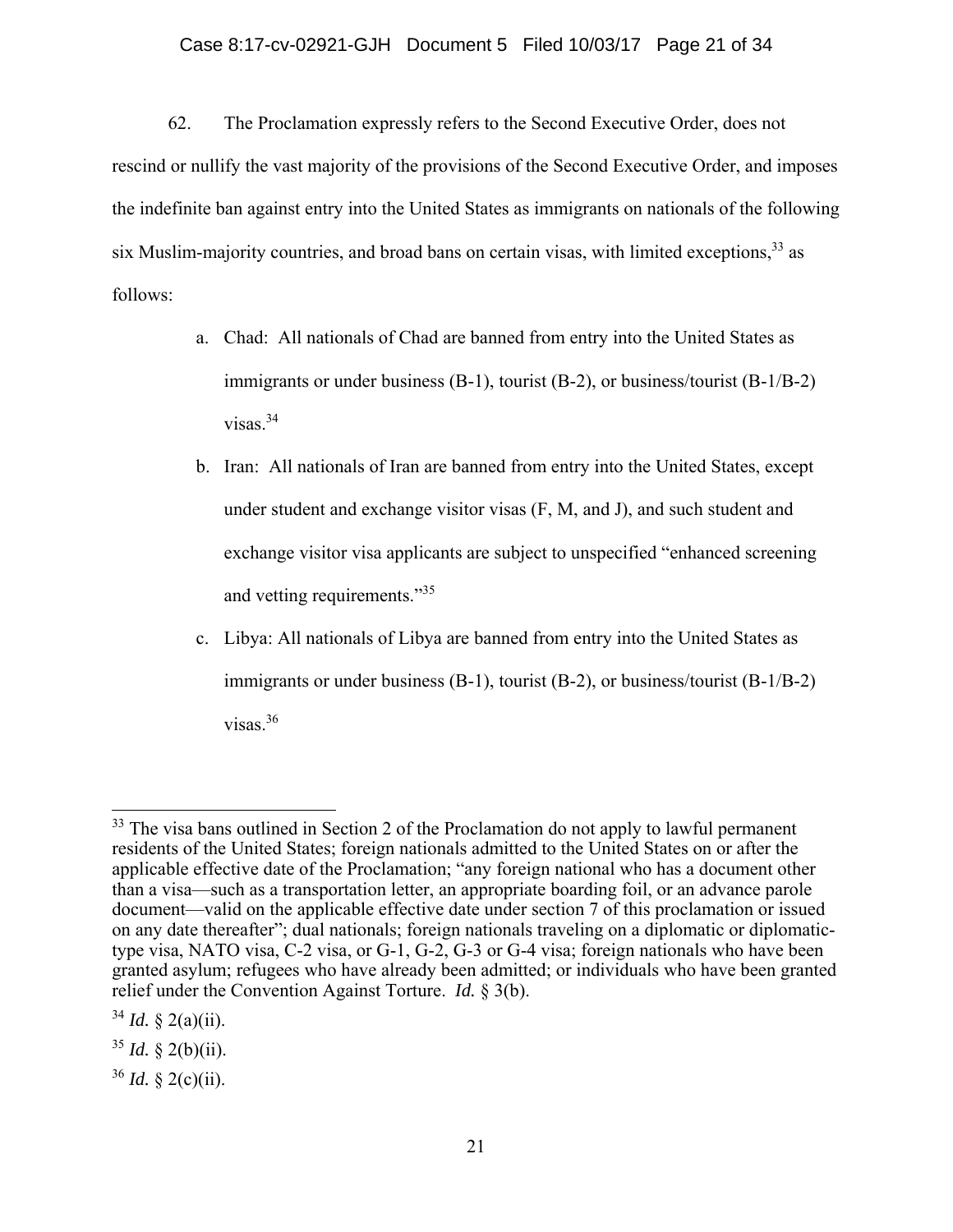62. The Proclamation expressly refers to the Second Executive Order, does not rescind or nullify the vast majority of the provisions of the Second Executive Order, and imposes the indefinite ban against entry into the United States as immigrants on nationals of the following six Muslim-majority countries, and broad bans on certain visas, with limited exceptions,[33] as follows:

a. Chad: All nationals of Chad are banned from entry into the United States as immigrants or under business (B-1), tourist (B-2), or business/tourist (B-1/B-2) visas.[34]

b. Iran: All nationals of Iran are banned from entry into the United States, except under student and exchange visitor visas (F, M, and J), and such student and exchange visitor visa applicants are subject to unspecified "enhanced screening and vetting requirements."[35]

c. Libya: All nationals of Libya are banned from entry into the United States as immigrants or under business (B-1), tourist (B-2), or business/tourist (B-1/B-2) visas.[36]

---

[33] The visa bans outlined in Section 2 of the Proclamation do not apply to lawful permanent residents of the United States; foreign nationals admitted to the United States on or after the applicable effective date of the Proclamation; "any foreign national who has a document other than a visa—such as a transportation letter, an appropriate boarding foil, or an advance parole document—valid on the applicable effective date under section 7 of this proclamation or issued on any date thereafter"; dual nationals; foreign nationals traveling on a diplomatic or diplomatic-type visa, NATO visa, C-2 visa, or G-1, G-2, G-3 or G-4 visa; foreign nationals who have been granted asylum; refugees who have already been admitted; or individuals who have been granted relief under the Convention Against Torture. *Id.* § 3(b).

[34] *Id.* § 2(a)(ii).

[35] *Id.* § 2(b)(ii).

[36] *Id.* § 2(c)(ii).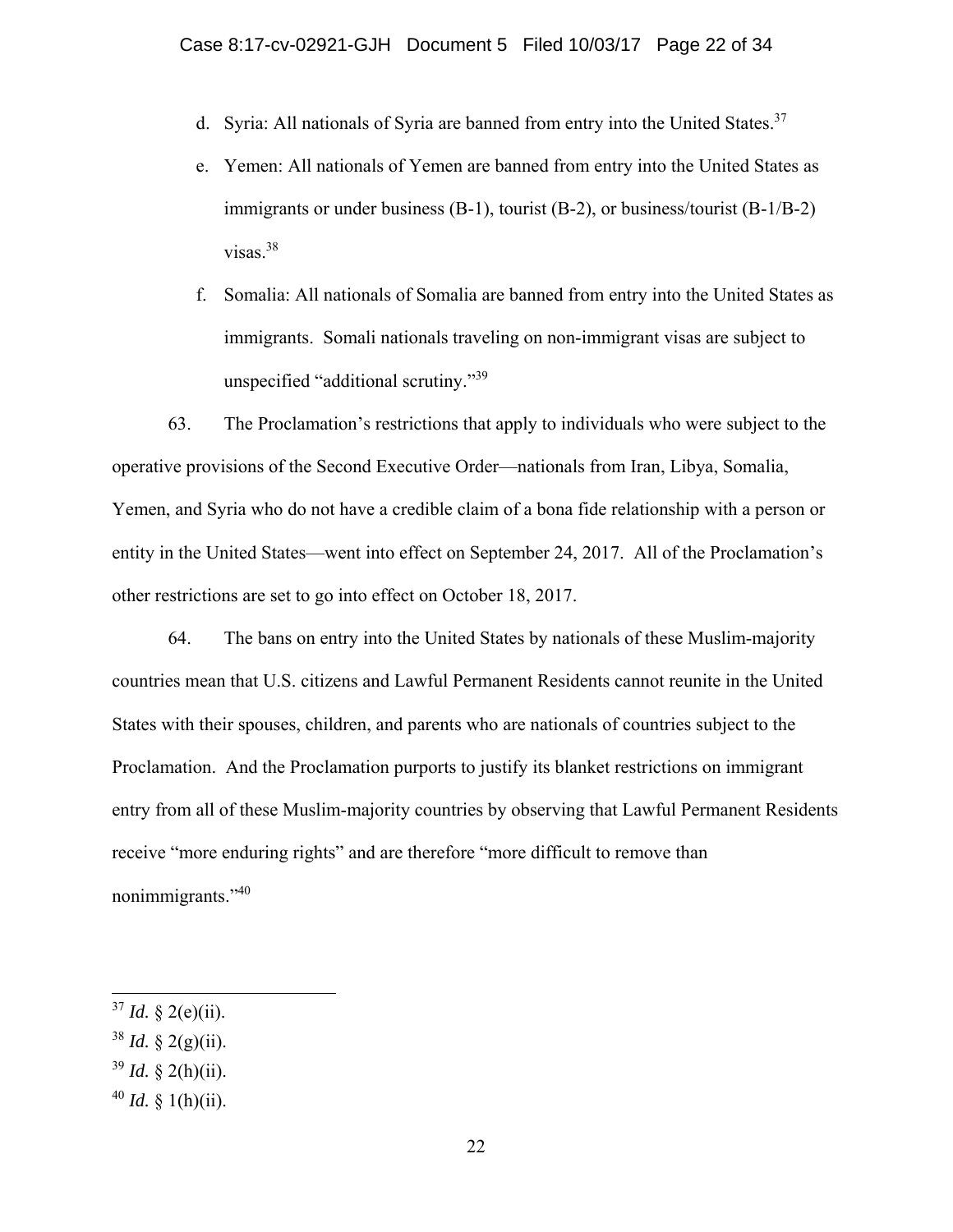d. Syria: All nationals of Syria are banned from entry into the United States.[37]

e. Yemen: All nationals of Yemen are banned from entry into the United States as immigrants or under business (B-1), tourist (B-2), or business/tourist (B-1/B-2) visas.[38]

f. Somalia: All nationals of Somalia are banned from entry into the United States as immigrants. Somali nationals traveling on non-immigrant visas are subject to unspecified "additional scrutiny."[39]

63. The Proclamation's restrictions that apply to individuals who were subject to the operative provisions of the Second Executive Order—nationals from Iran, Libya, Somalia, Yemen, and Syria who do not have a credible claim of a bona fide relationship with a person or entity in the United States—went into effect on September 24, 2017. All of the Proclamation's other restrictions are set to go into effect on October 18, 2017.

64. The bans on entry into the United States by nationals of these Muslim-majority countries mean that U.S. citizens and Lawful Permanent Residents cannot reunite in the United States with their spouses, children, and parents who are nationals of countries subject to the Proclamation. And the Proclamation purports to justify its blanket restrictions on immigrant entry from all of these Muslim-majority countries by observing that Lawful Permanent Residents receive "more enduring rights" and are therefore "more difficult to remove than nonimmigrants."[40]

---

[37] *Id.* § 2(e)(ii).

[38] *Id.* § 2(g)(ii).

[39] *Id.* § 2(h)(ii).

[40] *Id.* § 1(h)(ii).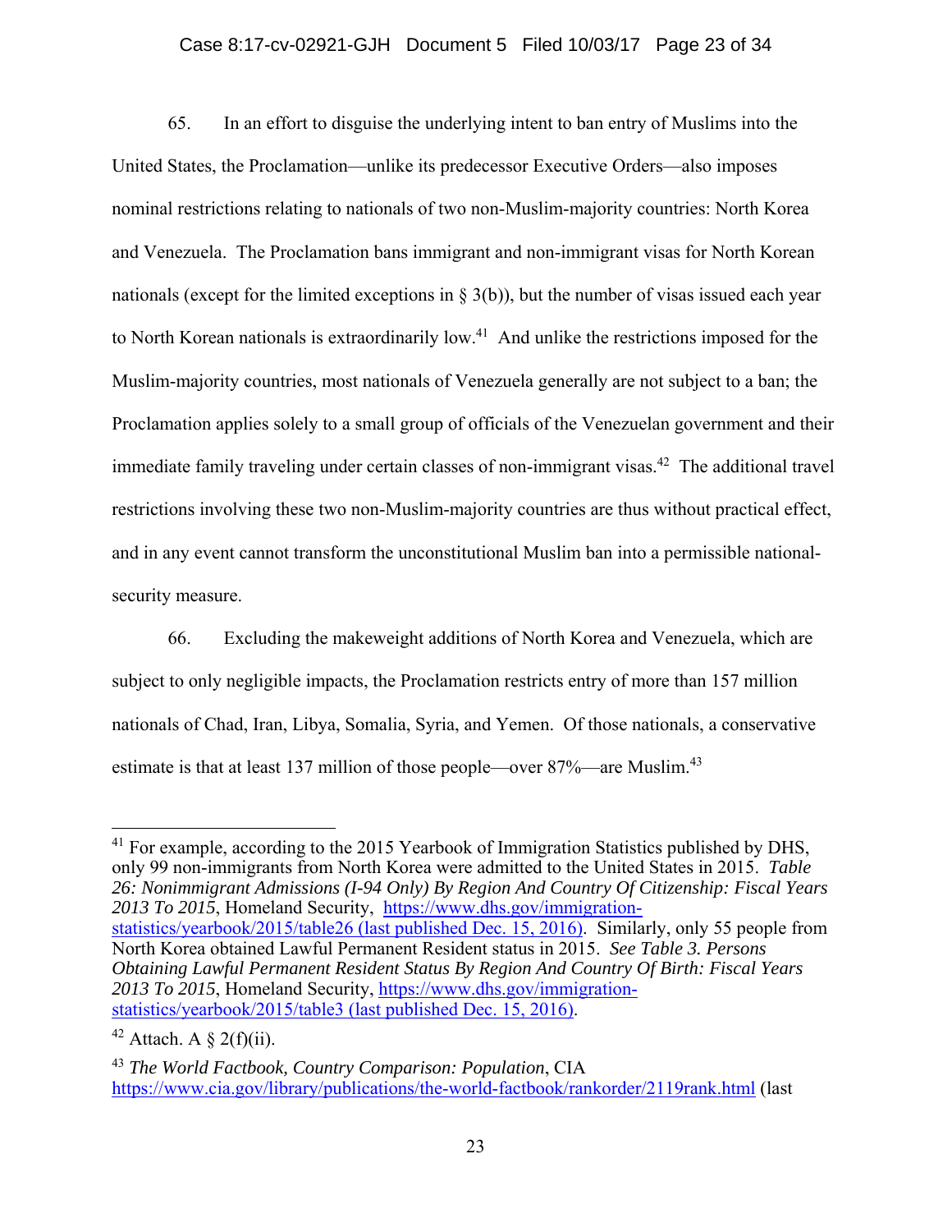65. In an effort to disguise the underlying intent to ban entry of Muslims into the United States, the Proclamation—unlike its predecessor Executive Orders—also imposes nominal restrictions relating to nationals of two non-Muslim-majority countries: North Korea and Venezuela. The Proclamation bans immigrant and non-immigrant visas for North Korean nationals (except for the limited exceptions in § 3(b)), but the number of visas issued each year to North Korean nationals is extraordinarily low.[41] And unlike the restrictions imposed for the Muslim-majority countries, most nationals of Venezuela generally are not subject to a ban; the Proclamation applies solely to a small group of officials of the Venezuelan government and their immediate family traveling under certain classes of non-immigrant visas.[42] The additional travel restrictions involving these two non-Muslim-majority countries are thus without practical effect, and in any event cannot transform the unconstitutional Muslim ban into a permissible national-security measure.

66. Excluding the makeweight additions of North Korea and Venezuela, which are subject to only negligible impacts, the Proclamation restricts entry of more than 157 million nationals of Chad, Iran, Libya, Somalia, Syria, and Yemen. Of those nationals, a conservative estimate is that at least 137 million of those people—over 87%—are Muslim.[43]

---

[41] For example, according to the 2015 Yearbook of Immigration Statistics published by DHS, only 99 non-immigrants from North Korea were admitted to the United States in 2015. *Table 26: Nonimmigrant Admissions (I-94 Only) By Region And Country Of Citizenship: Fiscal Years 2013 To 2015*, Homeland Security, https://www.dhs.gov/immigration-statistics/yearbook/2015/table26 (last published Dec. 15, 2016). Similarly, only 55 people from North Korea obtained Lawful Permanent Resident status in 2015. *See Table 3. Persons Obtaining Lawful Permanent Resident Status By Region And Country Of Birth: Fiscal Years 2013 To 2015*, Homeland Security, https://www.dhs.gov/immigration-statistics/yearbook/2015/table3 (last published Dec. 15, 2016).

[42] Attach. A § 2(f)(ii).

[43] *The World Factbook, Country Comparison: Population*, CIA https://www.cia.gov/library/publications/the-world-factbook/rankorder/2119rank.html (last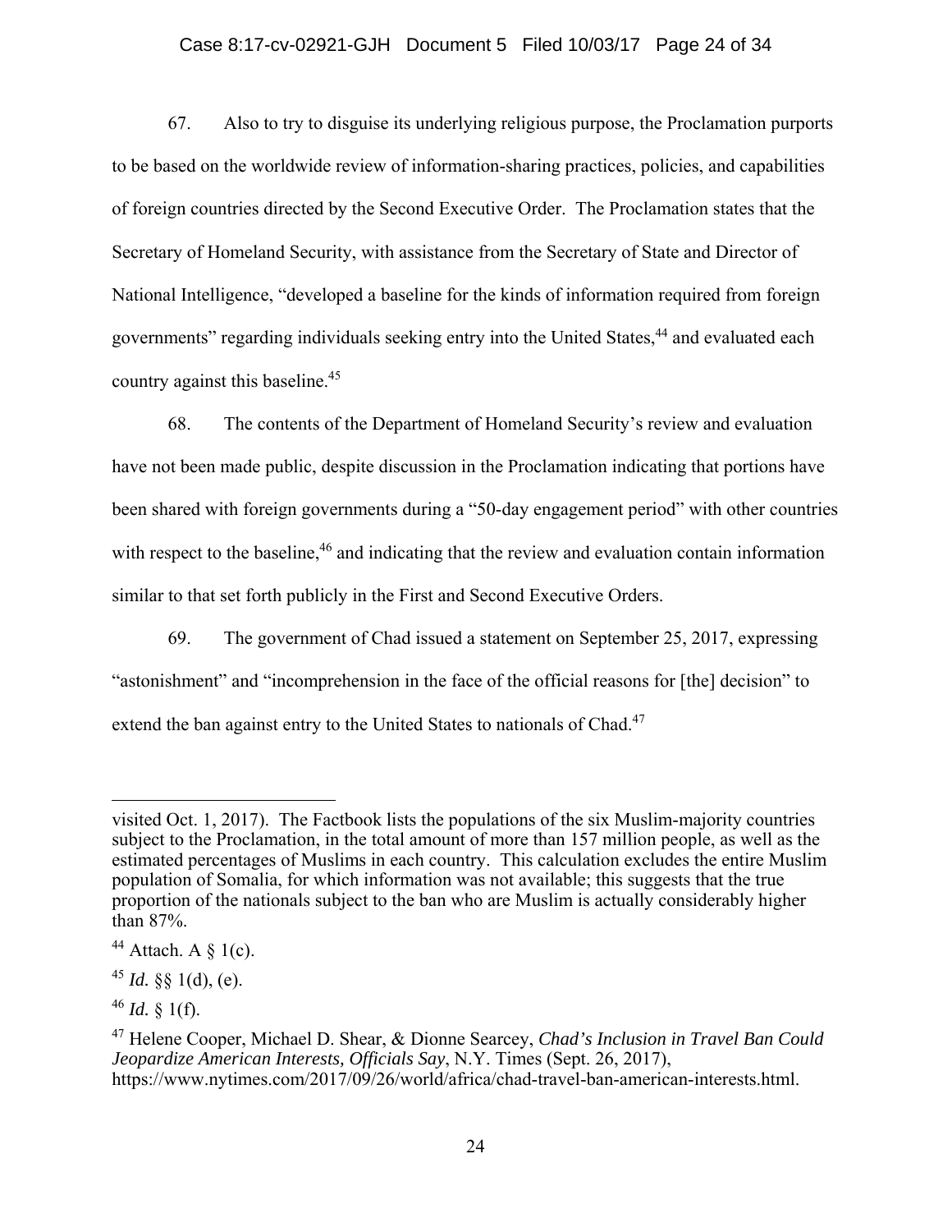67. Also to try to disguise its underlying religious purpose, the Proclamation purports to be based on the worldwide review of information-sharing practices, policies, and capabilities of foreign countries directed by the Second Executive Order. The Proclamation states that the Secretary of Homeland Security, with assistance from the Secretary of State and Director of National Intelligence, "developed a baseline for the kinds of information required from foreign governments" regarding individuals seeking entry into the United States,[44] and evaluated each country against this baseline.[45]

68. The contents of the Department of Homeland Security's review and evaluation have not been made public, despite discussion in the Proclamation indicating that portions have been shared with foreign governments during a "50-day engagement period" with other countries with respect to the baseline,[46] and indicating that the review and evaluation contain information similar to that set forth publicly in the First and Second Executive Orders.

69. The government of Chad issued a statement on September 25, 2017, expressing "astonishment" and "incomprehension in the face of the official reasons for [the] decision" to extend the ban against entry to the United States to nationals of Chad.[47]

---

visited Oct. 1, 2017). The Factbook lists the populations of the six Muslim-majority countries subject to the Proclamation, in the total amount of more than 157 million people, as well as the estimated percentages of Muslims in each country. This calculation excludes the entire Muslim population of Somalia, for which information was not available; this suggests that the true proportion of the nationals subject to the ban who are Muslim is actually considerably higher than 87%.

[44] Attach. A § 1(c).

[45] *Id.* §§ 1(d), (e).

[46] *Id.* § 1(f).

[47] Helene Cooper, Michael D. Shear, & Dionne Searcey, *Chad's Inclusion in Travel Ban Could Jeopardize American Interests, Officials Say*, N.Y. Times (Sept. 26, 2017), https://www.nytimes.com/2017/09/26/world/africa/chad-travel-ban-american-interests.html.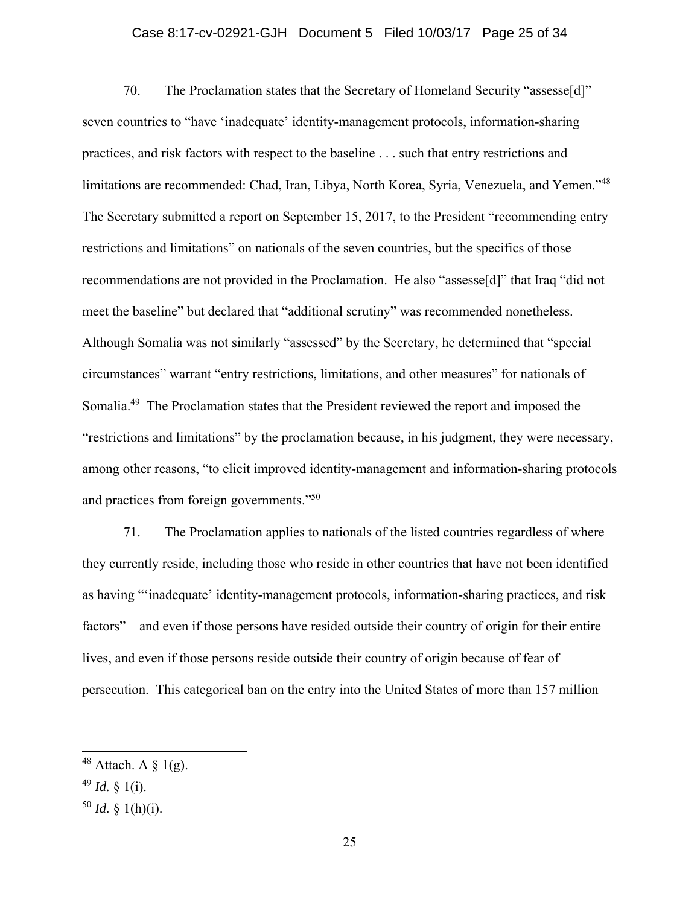70. The Proclamation states that the Secretary of Homeland Security "assesse[d]" seven countries to "have 'inadequate' identity-management protocols, information-sharing practices, and risk factors with respect to the baseline . . . such that entry restrictions and limitations are recommended: Chad, Iran, Libya, North Korea, Syria, Venezuela, and Yemen."[48] The Secretary submitted a report on September 15, 2017, to the President "recommending entry restrictions and limitations" on nationals of the seven countries, but the specifics of those recommendations are not provided in the Proclamation. He also "assesse[d]" that Iraq "did not meet the baseline" but declared that "additional scrutiny" was recommended nonetheless. Although Somalia was not similarly "assessed" by the Secretary, he determined that "special circumstances" warrant "entry restrictions, limitations, and other measures" for nationals of Somalia.[49] The Proclamation states that the President reviewed the report and imposed the "restrictions and limitations" by the proclamation because, in his judgment, they were necessary, among other reasons, "to elicit improved identity-management and information-sharing protocols and practices from foreign governments."[50]

71. The Proclamation applies to nationals of the listed countries regardless of where they currently reside, including those who reside in other countries that have not been identified as having "'inadequate' identity-management protocols, information-sharing practices, and risk factors"—and even if those persons have resided outside their country of origin for their entire lives, and even if those persons reside outside their country of origin because of fear of persecution. This categorical ban on the entry into the United States of more than 157 million

---

[48] Attach. A § 1(g).

[49] *Id.* § 1(i).

[50] *Id.* § 1(h)(i).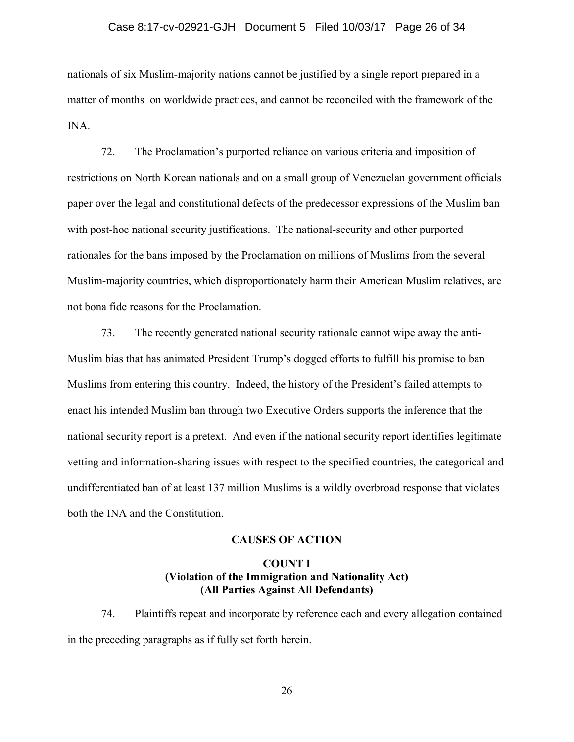nationals of six Muslim-majority nations cannot be justified by a single report prepared in a matter of months on worldwide practices, and cannot be reconciled with the framework of the INA.

72. The Proclamation's purported reliance on various criteria and imposition of restrictions on North Korean nationals and on a small group of Venezuelan government officials paper over the legal and constitutional defects of the predecessor expressions of the Muslim ban with post-hoc national security justifications. The national-security and other purported rationales for the bans imposed by the Proclamation on millions of Muslims from the several Muslim-majority countries, which disproportionately harm their American Muslim relatives, are not bona fide reasons for the Proclamation.

73. The recently generated national security rationale cannot wipe away the anti-Muslim bias that has animated President Trump's dogged efforts to fulfill his promise to ban Muslims from entering this country. Indeed, the history of the President's failed attempts to enact his intended Muslim ban through two Executive Orders supports the inference that the national security report is a pretext. And even if the national security report identifies legitimate vetting and information-sharing issues with respect to the specified countries, the categorical and undifferentiated ban of at least 137 million Muslims is a wildly overbroad response that violates both the INA and the Constitution.

## CAUSES OF ACTION

### COUNT I
### (Violation of the Immigration and Nationality Act)
### (All Parties Against All Defendants)

74. Plaintiffs repeat and incorporate by reference each and every allegation contained in the preceding paragraphs as if fully set forth herein.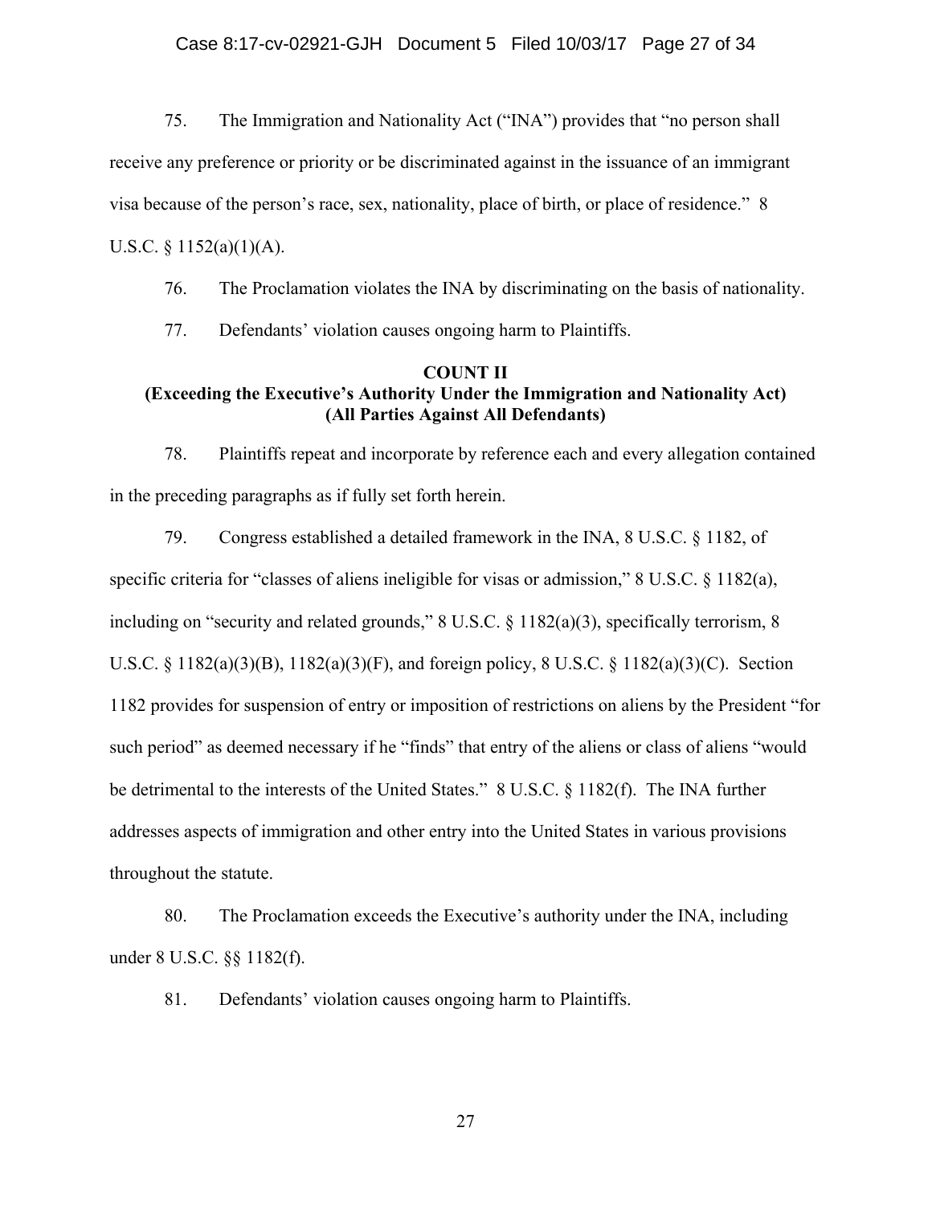75. The Immigration and Nationality Act ("INA") provides that "no person shall receive any preference or priority or be discriminated against in the issuance of an immigrant visa because of the person's race, sex, nationality, place of birth, or place of residence." 8 U.S.C. § 1152(a)(1)(A).

76. The Proclamation violates the INA by discriminating on the basis of nationality.

77. Defendants' violation causes ongoing harm to Plaintiffs.

**COUNT II**
**(Exceeding the Executive's Authority Under the Immigration and Nationality Act)**
**(All Parties Against All Defendants)**

78. Plaintiffs repeat and incorporate by reference each and every allegation contained in the preceding paragraphs as if fully set forth herein.

79. Congress established a detailed framework in the INA, 8 U.S.C. § 1182, of specific criteria for "classes of aliens ineligible for visas or admission," 8 U.S.C. § 1182(a), including on "security and related grounds," 8 U.S.C. § 1182(a)(3), specifically terrorism, 8 U.S.C. § 1182(a)(3)(B), 1182(a)(3)(F), and foreign policy, 8 U.S.C. § 1182(a)(3)(C). Section 1182 provides for suspension of entry or imposition of restrictions on aliens by the President "for such period" as deemed necessary if he "finds" that entry of the aliens or class of aliens "would be detrimental to the interests of the United States." 8 U.S.C. § 1182(f). The INA further addresses aspects of immigration and other entry into the United States in various provisions throughout the statute.

80. The Proclamation exceeds the Executive's authority under the INA, including under 8 U.S.C. §§ 1182(f).

81. Defendants' violation causes ongoing harm to Plaintiffs.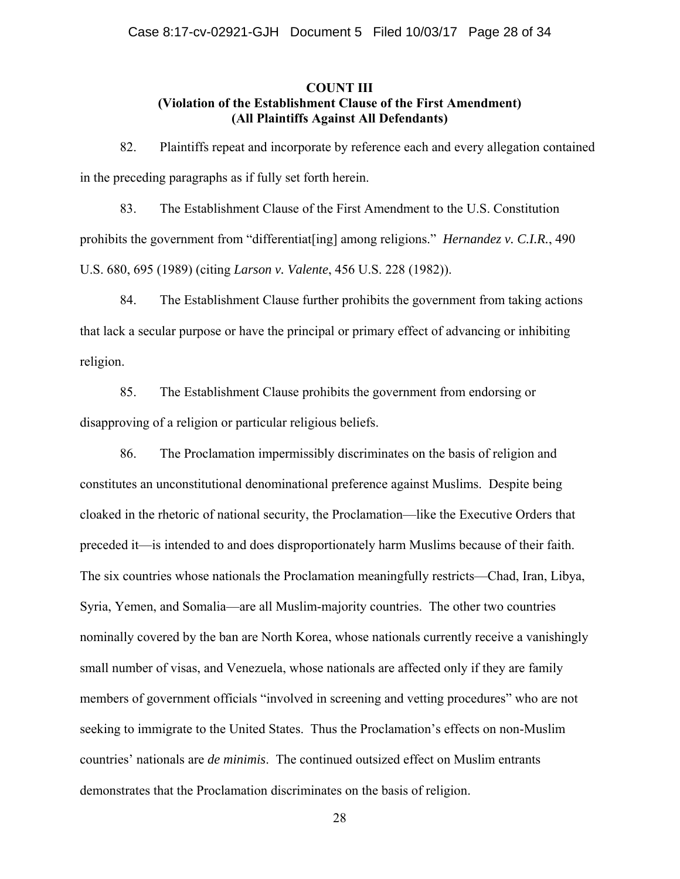**COUNT III**
**(Violation of the Establishment Clause of the First Amendment)**
**(All Plaintiffs Against All Defendants)**

82. Plaintiffs repeat and incorporate by reference each and every allegation contained in the preceding paragraphs as if fully set forth herein.

83. The Establishment Clause of the First Amendment to the U.S. Constitution prohibits the government from "differentiat[ing] among religions." *Hernandez v. C.I.R.*, 490 U.S. 680, 695 (1989) (citing *Larson v. Valente*, 456 U.S. 228 (1982)).

84. The Establishment Clause further prohibits the government from taking actions that lack a secular purpose or have the principal or primary effect of advancing or inhibiting religion.

85. The Establishment Clause prohibits the government from endorsing or disapproving of a religion or particular religious beliefs.

86. The Proclamation impermissibly discriminates on the basis of religion and constitutes an unconstitutional denominational preference against Muslims. Despite being cloaked in the rhetoric of national security, the Proclamation—like the Executive Orders that preceded it—is intended to and does disproportionately harm Muslims because of their faith. The six countries whose nationals the Proclamation meaningfully restricts—Chad, Iran, Libya, Syria, Yemen, and Somalia—are all Muslim-majority countries. The other two countries nominally covered by the ban are North Korea, whose nationals currently receive a vanishingly small number of visas, and Venezuela, whose nationals are affected only if they are family members of government officials "involved in screening and vetting procedures" who are not seeking to immigrate to the United States. Thus the Proclamation's effects on non-Muslim countries' nationals are *de minimis*. The continued outsized effect on Muslim entrants demonstrates that the Proclamation discriminates on the basis of religion.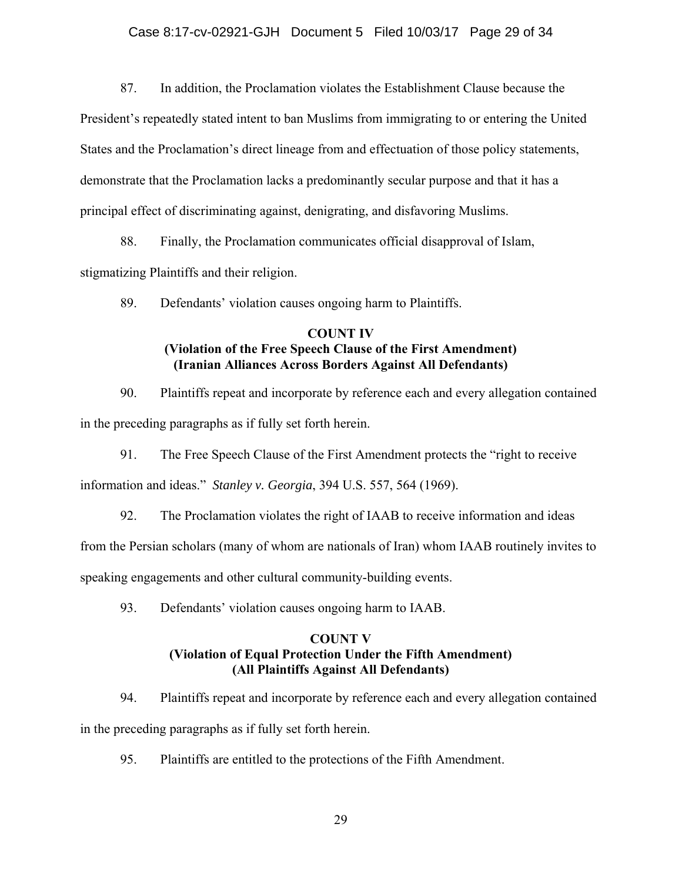87. In addition, the Proclamation violates the Establishment Clause because the President's repeatedly stated intent to ban Muslims from immigrating to or entering the United States and the Proclamation's direct lineage from and effectuation of those policy statements, demonstrate that the Proclamation lacks a predominantly secular purpose and that it has a principal effect of discriminating against, denigrating, and disfavoring Muslims.

88. Finally, the Proclamation communicates official disapproval of Islam, stigmatizing Plaintiffs and their religion.

89. Defendants' violation causes ongoing harm to Plaintiffs.

**COUNT IV**
**(Violation of the Free Speech Clause of the First Amendment)**
**(Iranian Alliances Across Borders Against All Defendants)**

90. Plaintiffs repeat and incorporate by reference each and every allegation contained in the preceding paragraphs as if fully set forth herein.

91. The Free Speech Clause of the First Amendment protects the "right to receive information and ideas." *Stanley v. Georgia*, 394 U.S. 557, 564 (1969).

92. The Proclamation violates the right of IAAB to receive information and ideas from the Persian scholars (many of whom are nationals of Iran) whom IAAB routinely invites to speaking engagements and other cultural community-building events.

93. Defendants' violation causes ongoing harm to IAAB.

**COUNT V**
**(Violation of Equal Protection Under the Fifth Amendment)**
**(All Plaintiffs Against All Defendants)**

94. Plaintiffs repeat and incorporate by reference each and every allegation contained in the preceding paragraphs as if fully set forth herein.

95. Plaintiffs are entitled to the protections of the Fifth Amendment.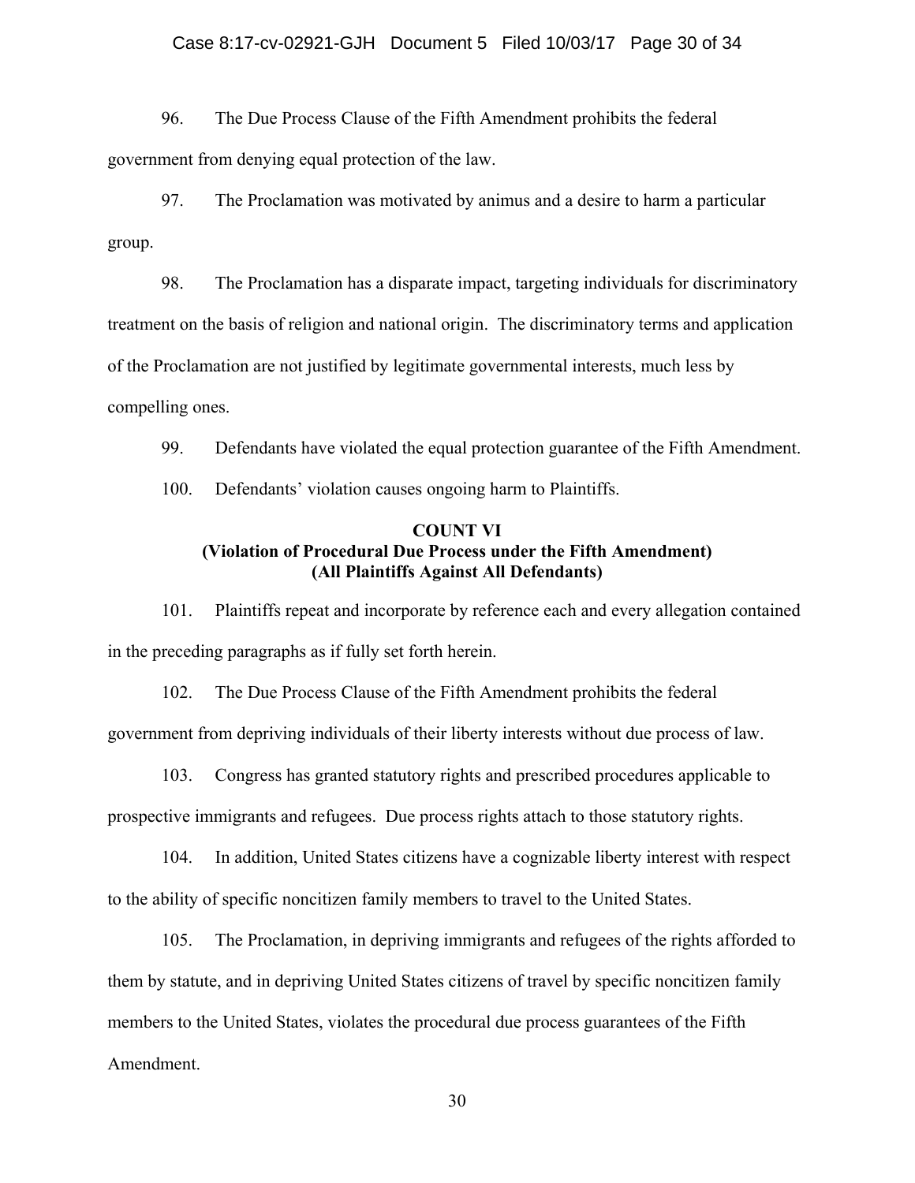96. The Due Process Clause of the Fifth Amendment prohibits the federal government from denying equal protection of the law.

97. The Proclamation was motivated by animus and a desire to harm a particular group.

98. The Proclamation has a disparate impact, targeting individuals for discriminatory treatment on the basis of religion and national origin. The discriminatory terms and application of the Proclamation are not justified by legitimate governmental interests, much less by compelling ones.

99. Defendants have violated the equal protection guarantee of the Fifth Amendment.

100. Defendants' violation causes ongoing harm to Plaintiffs.

**COUNT VI**
**(Violation of Procedural Due Process under the Fifth Amendment)**
**(All Plaintiffs Against All Defendants)**

101. Plaintiffs repeat and incorporate by reference each and every allegation contained in the preceding paragraphs as if fully set forth herein.

102. The Due Process Clause of the Fifth Amendment prohibits the federal government from depriving individuals of their liberty interests without due process of law.

103. Congress has granted statutory rights and prescribed procedures applicable to prospective immigrants and refugees. Due process rights attach to those statutory rights.

104. In addition, United States citizens have a cognizable liberty interest with respect to the ability of specific noncitizen family members to travel to the United States.

105. The Proclamation, in depriving immigrants and refugees of the rights afforded to them by statute, and in depriving United States citizens of travel by specific noncitizen family members to the United States, violates the procedural due process guarantees of the Fifth Amendment.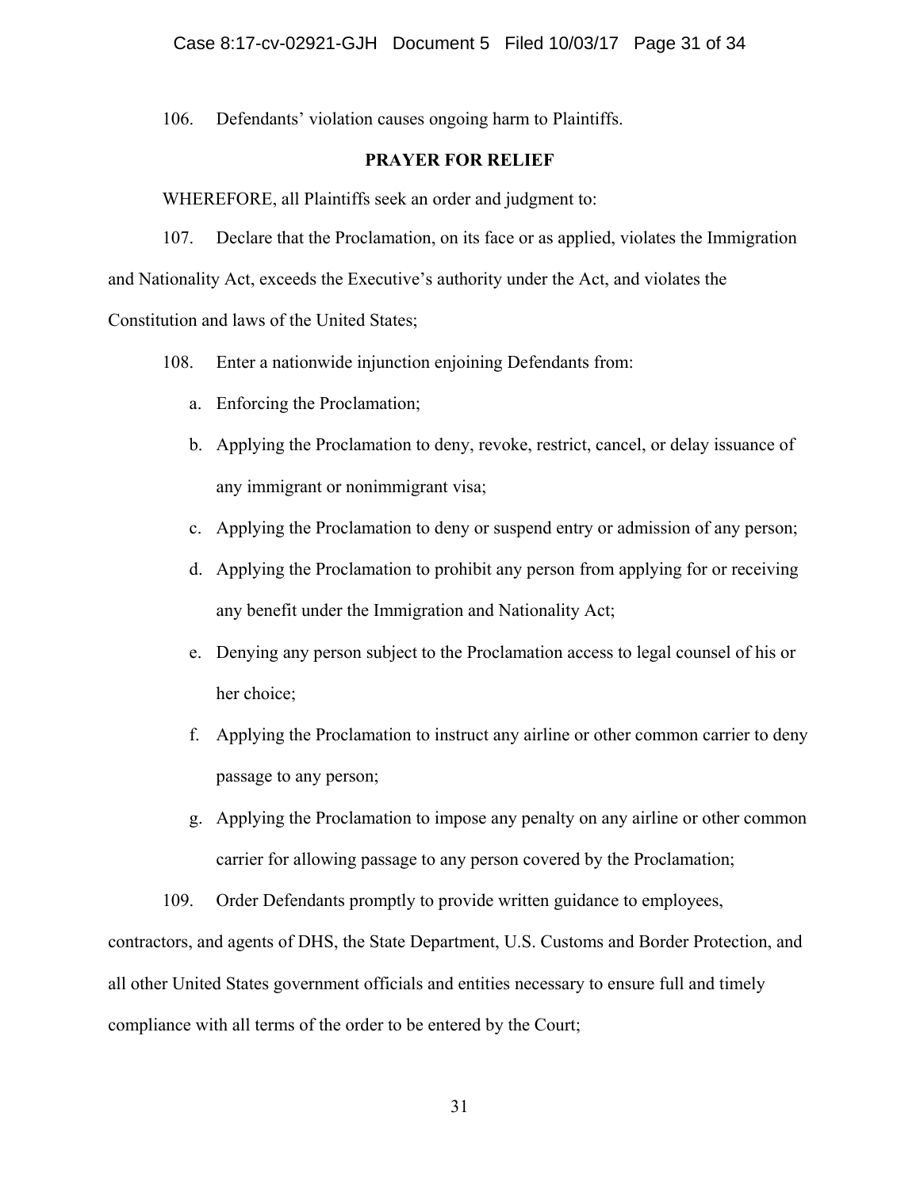106. Defendants' violation causes ongoing harm to Plaintiffs.

## PRAYER FOR RELIEF

WHEREFORE, all Plaintiffs seek an order and judgment to:

107. Declare that the Proclamation, on its face or as applied, violates the Immigration and Nationality Act, exceeds the Executive's authority under the Act, and violates the Constitution and laws of the United States;

108. Enter a nationwide injunction enjoining Defendants from:

a. Enforcing the Proclamation;

b. Applying the Proclamation to deny, revoke, restrict, cancel, or delay issuance of any immigrant or nonimmigrant visa;

c. Applying the Proclamation to deny or suspend entry or admission of any person;

d. Applying the Proclamation to prohibit any person from applying for or receiving any benefit under the Immigration and Nationality Act;

e. Denying any person subject to the Proclamation access to legal counsel of his or her choice;

f. Applying the Proclamation to instruct any airline or other common carrier to deny passage to any person;

g. Applying the Proclamation to impose any penalty on any airline or other common carrier for allowing passage to any person covered by the Proclamation;

109. Order Defendants promptly to provide written guidance to employees, contractors, and agents of DHS, the State Department, U.S. Customs and Border Protection, and all other United States government officials and entities necessary to ensure full and timely compliance with all terms of the order to be entered by the Court;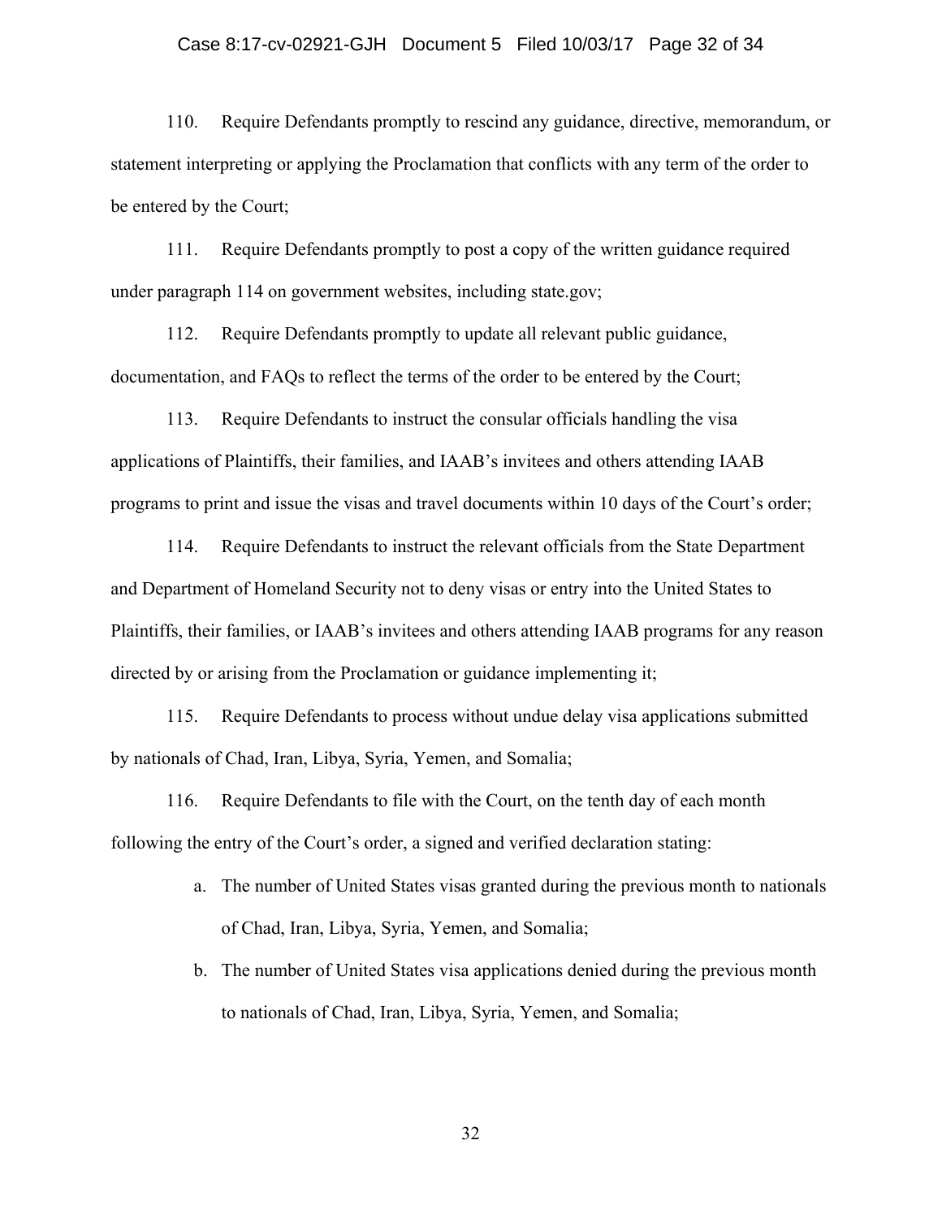110. Require Defendants promptly to rescind any guidance, directive, memorandum, or statement interpreting or applying the Proclamation that conflicts with any term of the order to be entered by the Court;

111. Require Defendants promptly to post a copy of the written guidance required under paragraph 114 on government websites, including state.gov;

112. Require Defendants promptly to update all relevant public guidance, documentation, and FAQs to reflect the terms of the order to be entered by the Court;

113. Require Defendants to instruct the consular officials handling the visa applications of Plaintiffs, their families, and IAAB's invitees and others attending IAAB programs to print and issue the visas and travel documents within 10 days of the Court's order;

114. Require Defendants to instruct the relevant officials from the State Department and Department of Homeland Security not to deny visas or entry into the United States to Plaintiffs, their families, or IAAB's invitees and others attending IAAB programs for any reason directed by or arising from the Proclamation or guidance implementing it;

115. Require Defendants to process without undue delay visa applications submitted by nationals of Chad, Iran, Libya, Syria, Yemen, and Somalia;

116. Require Defendants to file with the Court, on the tenth day of each month following the entry of the Court's order, a signed and verified declaration stating:

a. The number of United States visas granted during the previous month to nationals of Chad, Iran, Libya, Syria, Yemen, and Somalia;

b. The number of United States visa applications denied during the previous month to nationals of Chad, Iran, Libya, Syria, Yemen, and Somalia;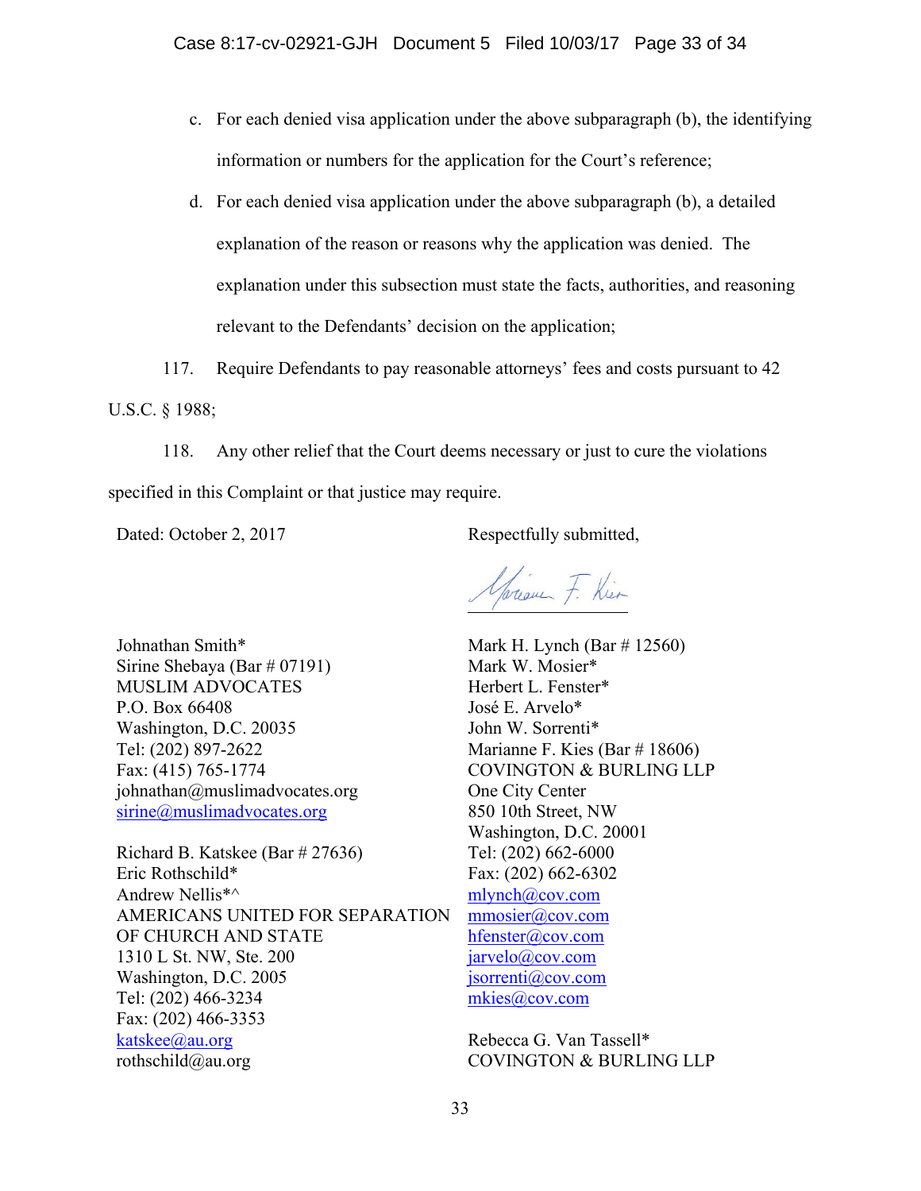c. For each denied visa application under the above subparagraph (b), the identifying information or numbers for the application for the Court's reference;

d. For each denied visa application under the above subparagraph (b), a detailed explanation of the reason or reasons why the application was denied. The explanation under this subsection must state the facts, authorities, and reasoning relevant to the Defendants' decision on the application;

117. Require Defendants to pay reasonable attorneys' fees and costs pursuant to 42 U.S.C. § 1988;

118. Any other relief that the Court deems necessary or just to cure the violations specified in this Complaint or that justice may require.

Dated: October 2, 2017

Respectfully submitted,

/s/ Marianne F. Kies

Mark H. Lynch (Bar # 12560)
Mark W. Mosier*
Herbert L. Fenster*
José E. Arvelo*
John W. Sorrenti*
Marianne F. Kies (Bar # 18606)
COVINGTON & BURLING LLP
One City Center
850 10th Street, NW
Washington, D.C. 20001
Tel: (202) 662-6000
Fax: (202) 662-6302
mlynch@cov.com
mmosier@cov.com
hfenster@cov.com
jarvelo@cov.com
jsorrenti@cov.com
mkies@cov.com

Rebecca G. Van Tassell*
COVINGTON & BURLING LLP

Johnathan Smith*
Sirine Shebaya (Bar # 07191)
MUSLIM ADVOCATES
P.O. Box 66408
Washington, D.C. 20035
Tel: (202) 897-2622
Fax: (415) 765-1774
johnathan@muslimadvocates.org
sirine@muslimadvocates.org

Richard B. Katskee (Bar # 27636)
Eric Rothschild*
Andrew Nellis*^
AMERICANS UNITED FOR SEPARATION OF CHURCH AND STATE
1310 L St. NW, Ste. 200
Washington, D.C. 2005
Tel: (202) 466-3234
Fax: (202) 466-3353
katskee@au.org
rothschild@au.org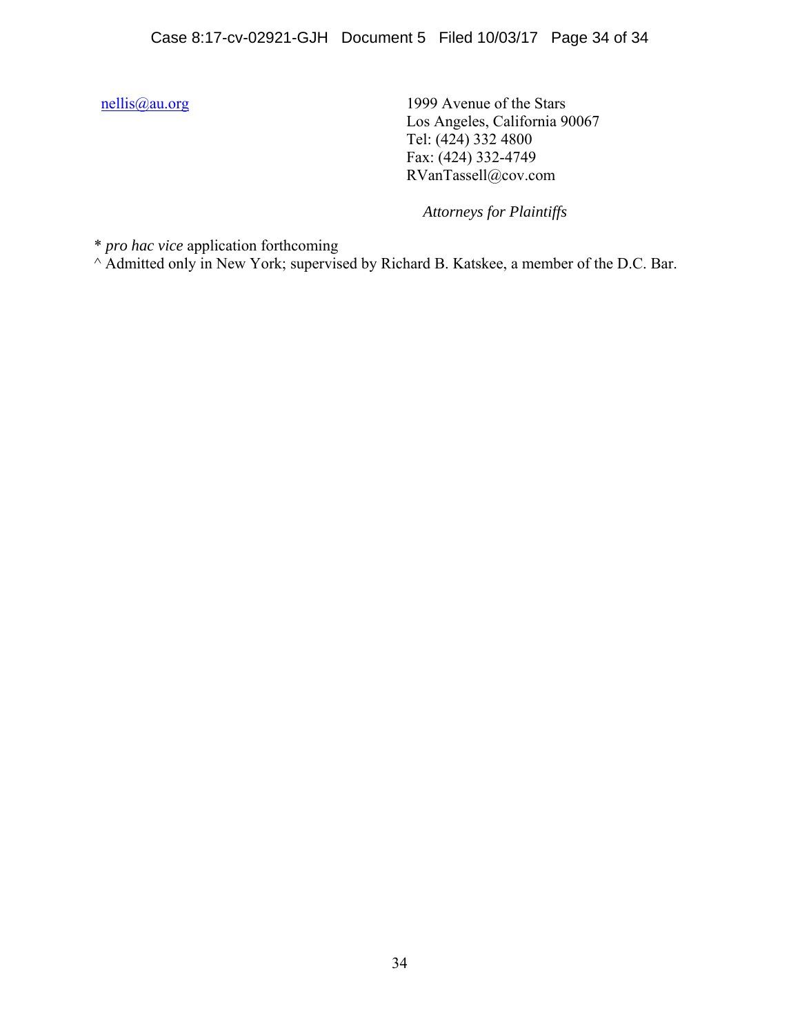nellis@au.org

1999 Avenue of the Stars
Los Angeles, California 90067
Tel: (424) 332 4800
Fax: (424) 332-4749
RVanTassell@cov.com

*Attorneys for Plaintiffs*

* *pro hac vice* application forthcoming
^ Admitted only in New York; supervised by Richard B. Katskee, a member of the D.C. Bar.